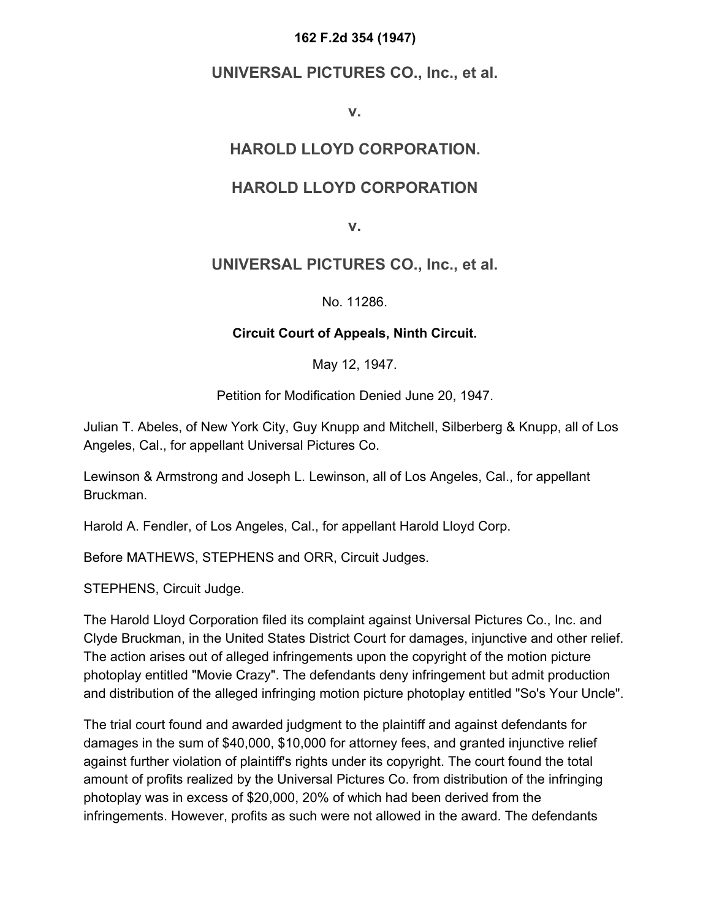**162 F.2d 354 (1947)**

## UNIVERSAL PICTURES CO., Inc., et al.

**v.**

## HAROLD LLOYD CORPORATION.

## HAROLD LLOYD CORPORATION

**v.**

## UNIVERSAL PICTURES CO., Inc., et al.

No. 11286.

**Circuit Court of Appeals, Ninth Circuit.**

May 12, 1947.

Petition for Modification Denied June 20, 1947.

Julian T. Abeles, of New York City, Guy Knupp and Mitchell, Silberberg & Knupp, all of Los Angeles, Cal., for appellant Universal Pictures Co.

Lewinson & Armstrong and Joseph L. Lewinson, all of Los Angeles, Cal., for appellant Bruckman.

Harold A. Fendler, of Los Angeles, Cal., for appellant Harold Lloyd Corp.

Before MATHEWS, STEPHENS and ORR, Circuit Judges.

STEPHENS, Circuit Judge.

The Harold Lloyd Corporation filed its complaint against Universal Pictures Co., Inc. and Clyde Bruckman, in the United States District Court for damages, injunctive and other relief. The action arises out of alleged infringements upon the copyright of the motion picture photoplay entitled "Movie Crazy". The defendants deny infringement but admit production and distribution of the alleged infringing motion picture photoplay entitled "So's Your Uncle".

The trial court found and awarded judgment to the plaintiff and against defendants for damages in the sum of $40,000, $10,000 for attorney fees, and granted injunctive relief against further violation of plaintiff's rights under its copyright. The court found the total amount of profits realized by the Universal Pictures Co. from distribution of the infringing photoplay was in excess of $20,000, 20% of which had been derived from the infringements. However, profits as such were not allowed in the award. The defendants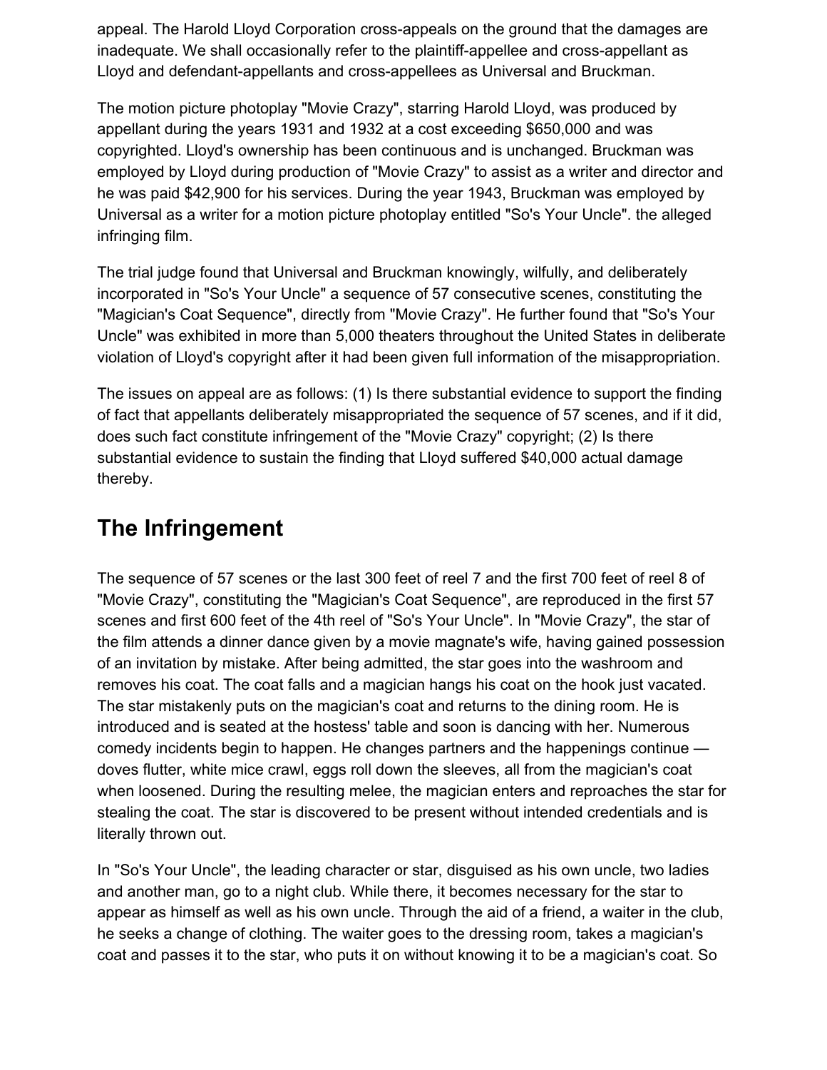appeal. The Harold Lloyd Corporation cross-appeals on the ground that the damages are inadequate. We shall occasionally refer to the plaintiff-appellee and cross-appellant as Lloyd and defendant-appellants and cross-appellees as Universal and Bruckman.

The motion picture photoplay "Movie Crazy", starring Harold Lloyd, was produced by appellant during the years 1931 and 1932 at a cost exceeding $650,000 and was copyrighted. Lloyd's ownership has been continuous and is unchanged. Bruckman was employed by Lloyd during production of "Movie Crazy" to assist as a writer and director and he was paid $42,900 for his services. During the year 1943, Bruckman was employed by Universal as a writer for a motion picture photoplay entitled "So's Your Uncle". the alleged infringing film.

The trial judge found that Universal and Bruckman knowingly, wilfully, and deliberately incorporated in "So's Your Uncle" a sequence of 57 consecutive scenes, constituting the "Magician's Coat Sequence", directly from "Movie Crazy". He further found that "So's Your Uncle" was exhibited in more than 5,000 theaters throughout the United States in deliberate violation of Lloyd's copyright after it had been given full information of the misappropriation.

The issues on appeal are as follows: (1) Is there substantial evidence to support the finding of fact that appellants deliberately misappropriated the sequence of 57 scenes, and if it did, does such fact constitute infringement of the "Movie Crazy" copyright; (2) Is there substantial evidence to sustain the finding that Lloyd suffered $40,000 actual damage thereby.

## The Infringement

The sequence of 57 scenes or the last 300 feet of reel 7 and the first 700 feet of reel 8 of "Movie Crazy", constituting the "Magician's Coat Sequence", are reproduced in the first 57 scenes and first 600 feet of the 4th reel of "So's Your Uncle". In "Movie Crazy", the star of the film attends a dinner dance given by a movie magnate's wife, having gained possession of an invitation by mistake. After being admitted, the star goes into the washroom and removes his coat. The coat falls and a magician hangs his coat on the hook just vacated. The star mistakenly puts on the magician's coat and returns to the dining room. He is introduced and is seated at the hostess' table and soon is dancing with her. Numerous comedy incidents begin to happen. He changes partners and the happenings continue — doves flutter, white mice crawl, eggs roll down the sleeves, all from the magician's coat when loosened. During the resulting melee, the magician enters and reproaches the star for stealing the coat. The star is discovered to be present without intended credentials and is literally thrown out.

In "So's Your Uncle", the leading character or star, disguised as his own uncle, two ladies and another man, go to a night club. While there, it becomes necessary for the star to appear as himself as well as his own uncle. Through the aid of a friend, a waiter in the club, he seeks a change of clothing. The waiter goes to the dressing room, takes a magician's coat and passes it to the star, who puts it on without knowing it to be a magician's coat. So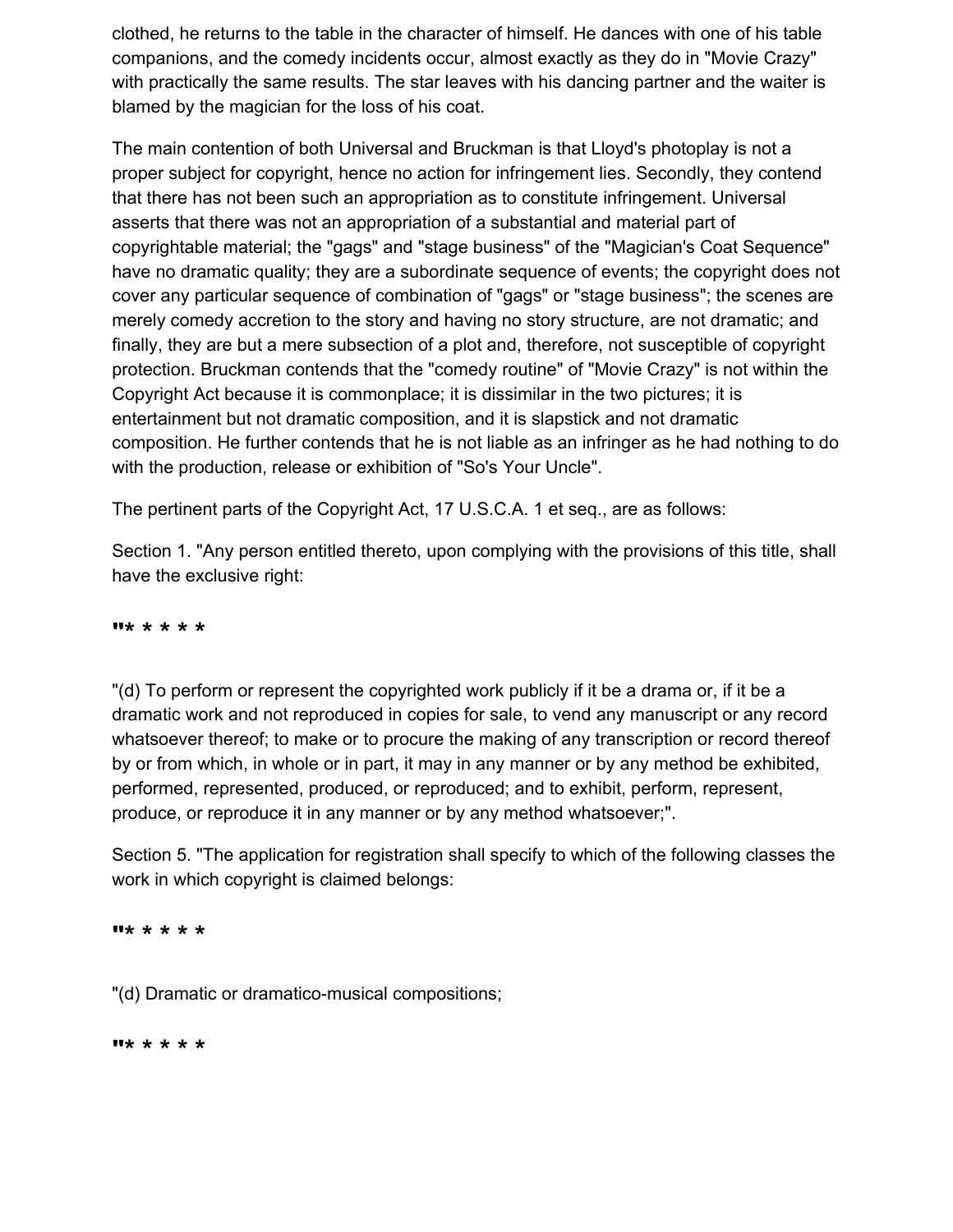clothed, he returns to the table in the character of himself. He dances with one of his table companions, and the comedy incidents occur, almost exactly as they do in "Movie Crazy" with practically the same results. The star leaves with his dancing partner and the waiter is blamed by the magician for the loss of his coat.

The main contention of both Universal and Bruckman is that Lloyd's photoplay is not a proper subject for copyright, hence no action for infringement lies. Secondly, they contend that there has not been such an appropriation as to constitute infringement. Universal asserts that there was not an appropriation of a substantial and material part of copyrightable material; the "gags" and "stage business" of the "Magician's Coat Sequence" have no dramatic quality; they are a subordinate sequence of events; the copyright does not cover any particular sequence of combination of "gags" or "stage business"; the scenes are merely comedy accretion to the story and having no story structure, are not dramatic; and finally, they are but a mere subsection of a plot and, therefore, not susceptible of copyright protection. Bruckman contends that the "comedy routine" of "Movie Crazy" is not within the Copyright Act because it is commonplace; it is dissimilar in the two pictures; it is entertainment but not dramatic composition, and it is slapstick and not dramatic composition. He further contends that he is not liable as an infringer as he had nothing to do with the production, release or exhibition of "So's Your Uncle".

The pertinent parts of the Copyright Act, 17 U.S.C.A. 1 et seq., are as follows:

Section 1. "Any person entitled thereto, upon complying with the provisions of this title, shall have the exclusive right:

"* * * * *

"(d) To perform or represent the copyrighted work publicly if it be a drama or, if it be a dramatic work and not reproduced in copies for sale, to vend any manuscript or any record whatsoever thereof; to make or to procure the making of any transcription or record thereof by or from which, in whole or in part, it may in any manner or by any method be exhibited, performed, represented, produced, or reproduced; and to exhibit, perform, represent, produce, or reproduce it in any manner or by any method whatsoever;".

Section 5. "The application for registration shall specify to which of the following classes the work in which copyright is claimed belongs:

"* * * * *

"(d) Dramatic or dramatico-musical compositions;

"* * * * *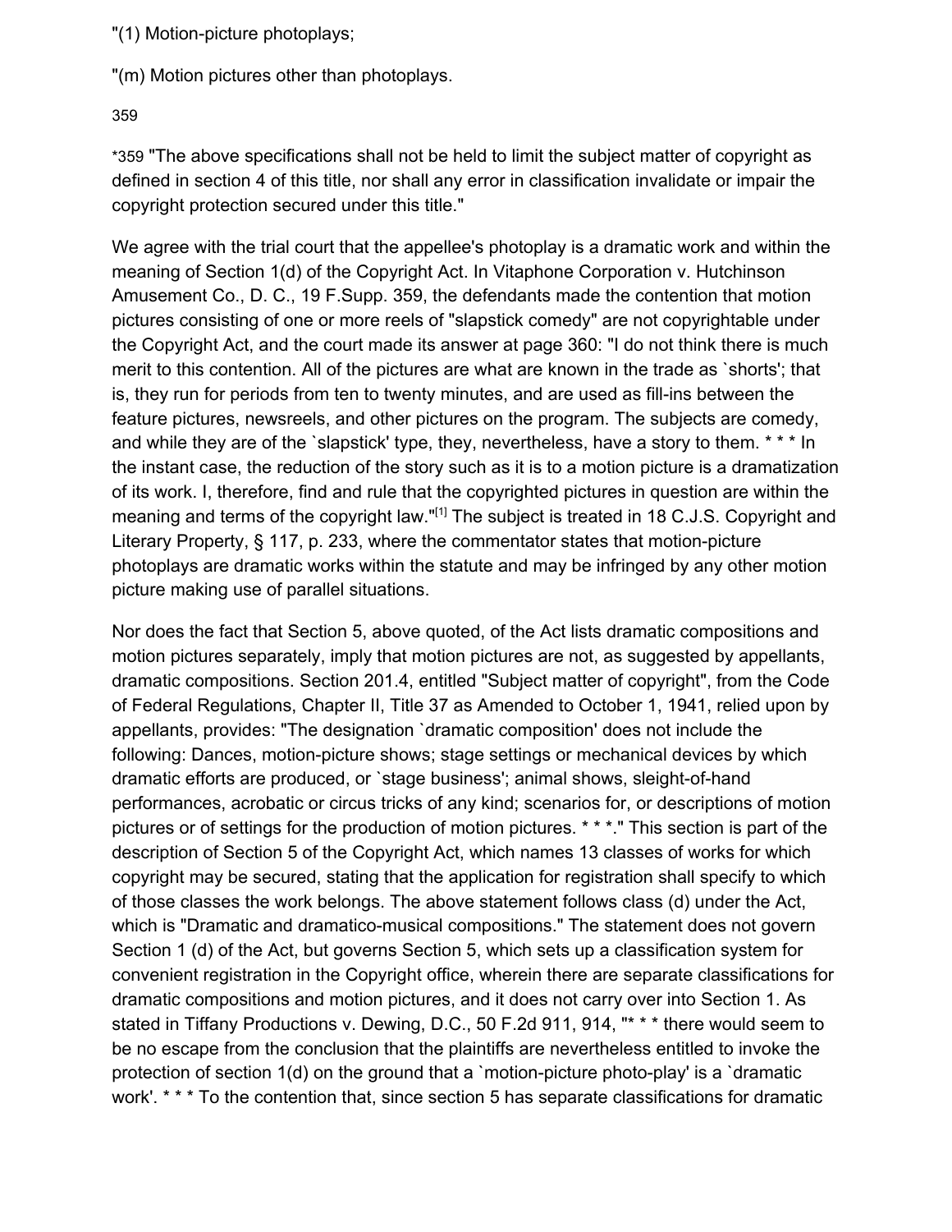"(l) Motion-picture photoplays;

"(m) Motion pictures other than photoplays.

*359 "The above specifications shall not be held to limit the subject matter of copyright as defined in section 4 of this title, nor shall any error in classification invalidate or impair the copyright protection secured under this title."

We agree with the trial court that the appellee's photoplay is a dramatic work and within the meaning of Section 1(d) of the Copyright Act. In Vitaphone Corporation v. Hutchinson Amusement Co., D. C., 19 F.Supp. 359, the defendants made the contention that motion pictures consisting of one or more reels of "slapstick comedy" are not copyrightable under the Copyright Act, and the court made its answer at page 360: "I do not think there is much merit to this contention. All of the pictures are what are known in the trade as `shorts'; that is, they run for periods from ten to twenty minutes, and are used as fill-ins between the feature pictures, newsreels, and other pictures on the program. The subjects are comedy, and while they are of the `slapstick' type, they, nevertheless, have a story to them. * * * In the instant case, the reduction of the story such as it is to a motion picture is a dramatization of its work. I, therefore, find and rule that the copyrighted pictures in question are within the meaning and terms of the copyright law."[1] The subject is treated in 18 C.J.S. Copyright and Literary Property, § 117, p. 233, where the commentator states that motion-picture photoplays are dramatic works within the statute and may be infringed by any other motion picture making use of parallel situations.

Nor does the fact that Section 5, above quoted, of the Act lists dramatic compositions and motion pictures separately, imply that motion pictures are not, as suggested by appellants, dramatic compositions. Section 201.4, entitled "Subject matter of copyright", from the Code of Federal Regulations, Chapter II, Title 37 as Amended to October 1, 1941, relied upon by appellants, provides: "The designation `dramatic composition' does not include the following: Dances, motion-picture shows; stage settings or mechanical devices by which dramatic efforts are produced, or `stage business'; animal shows, sleight-of-hand performances, acrobatic or circus tricks of any kind; scenarios for, or descriptions of motion pictures or of settings for the production of motion pictures. * * *." This section is part of the description of Section 5 of the Copyright Act, which names 13 classes of works for which copyright may be secured, stating that the application for registration shall specify to which of those classes the work belongs. The above statement follows class (d) under the Act, which is "Dramatic and dramatico-musical compositions." The statement does not govern Section 1 (d) of the Act, but governs Section 5, which sets up a classification system for convenient registration in the Copyright office, wherein there are separate classifications for dramatic compositions and motion pictures, and it does not carry over into Section 1. As stated in Tiffany Productions v. Dewing, D.C., 50 F.2d 911, 914, "* * * there would seem to be no escape from the conclusion that the plaintiffs are nevertheless entitled to invoke the protection of section 1(d) on the ground that a `motion-picture photo-play' is a `dramatic work'. * * * To the contention that, since section 5 has separate classifications for dramatic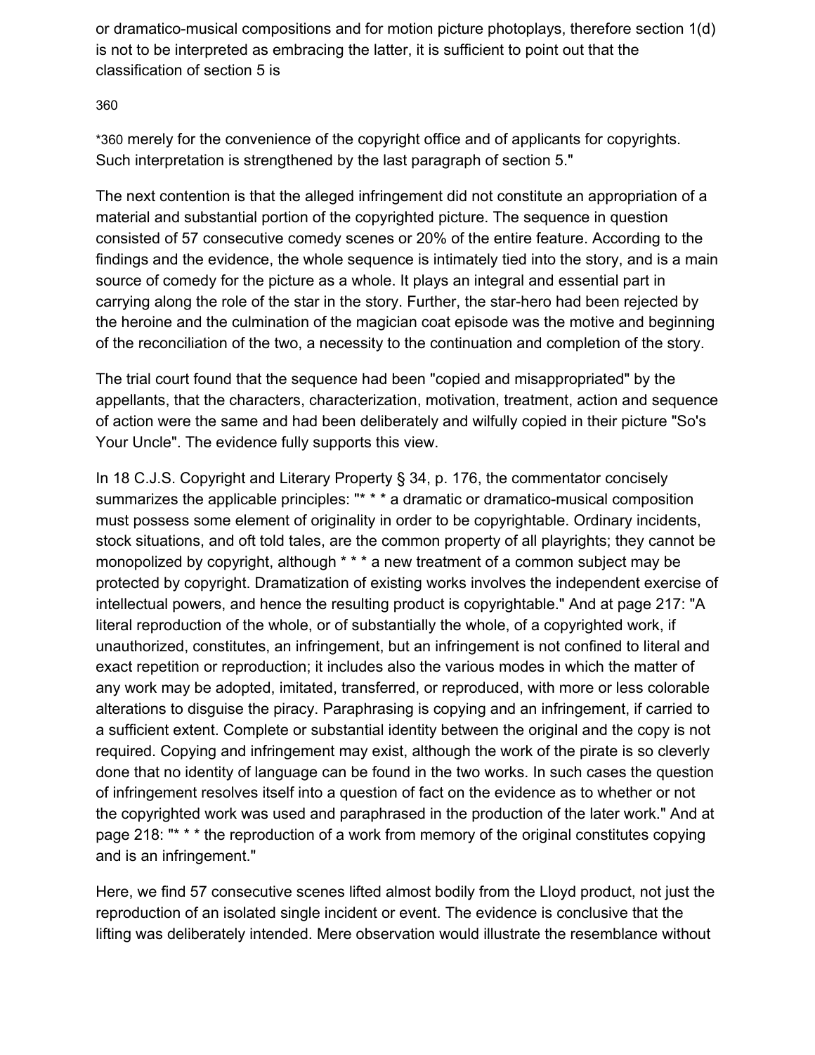or dramatico-musical compositions and for motion picture photoplays, therefore section 1(d) is not to be interpreted as embracing the latter, it is sufficient to point out that the classification of section 5 is

*360 merely for the convenience of the copyright office and of applicants for copyrights. Such interpretation is strengthened by the last paragraph of section 5."

The next contention is that the alleged infringement did not constitute an appropriation of a material and substantial portion of the copyrighted picture. The sequence in question consisted of 57 consecutive comedy scenes or 20% of the entire feature. According to the findings and the evidence, the whole sequence is intimately tied into the story, and is a main source of comedy for the picture as a whole. It plays an integral and essential part in carrying along the role of the star in the story. Further, the star-hero had been rejected by the heroine and the culmination of the magician coat episode was the motive and beginning of the reconciliation of the two, a necessity to the continuation and completion of the story.

The trial court found that the sequence had been "copied and misappropriated" by the appellants, that the characters, characterization, motivation, treatment, action and sequence of action were the same and had been deliberately and wilfully copied in their picture "So's Your Uncle". The evidence fully supports this view.

In 18 C.J.S. Copyright and Literary Property § 34, p. 176, the commentator concisely summarizes the applicable principles: "* * * a dramatic or dramatico-musical composition must possess some element of originality in order to be copyrightable. Ordinary incidents, stock situations, and oft told tales, are the common property of all playrights; they cannot be monopolized by copyright, although * * * a new treatment of a common subject may be protected by copyright. Dramatization of existing works involves the independent exercise of intellectual powers, and hence the resulting product is copyrightable." And at page 217: "A literal reproduction of the whole, or of substantially the whole, of a copyrighted work, if unauthorized, constitutes, an infringement, but an infringement is not confined to literal and exact repetition or reproduction; it includes also the various modes in which the matter of any work may be adopted, imitated, transferred, or reproduced, with more or less colorable alterations to disguise the piracy. Paraphrasing is copying and an infringement, if carried to a sufficient extent. Complete or substantial identity between the original and the copy is not required. Copying and infringement may exist, although the work of the pirate is so cleverly done that no identity of language can be found in the two works. In such cases the question of infringement resolves itself into a question of fact on the evidence as to whether or not the copyrighted work was used and paraphrased in the production of the later work." And at page 218: "* * * the reproduction of a work from memory of the original constitutes copying and is an infringement."

Here, we find 57 consecutive scenes lifted almost bodily from the Lloyd product, not just the reproduction of an isolated single incident or event. The evidence is conclusive that the lifting was deliberately intended. Mere observation would illustrate the resemblance without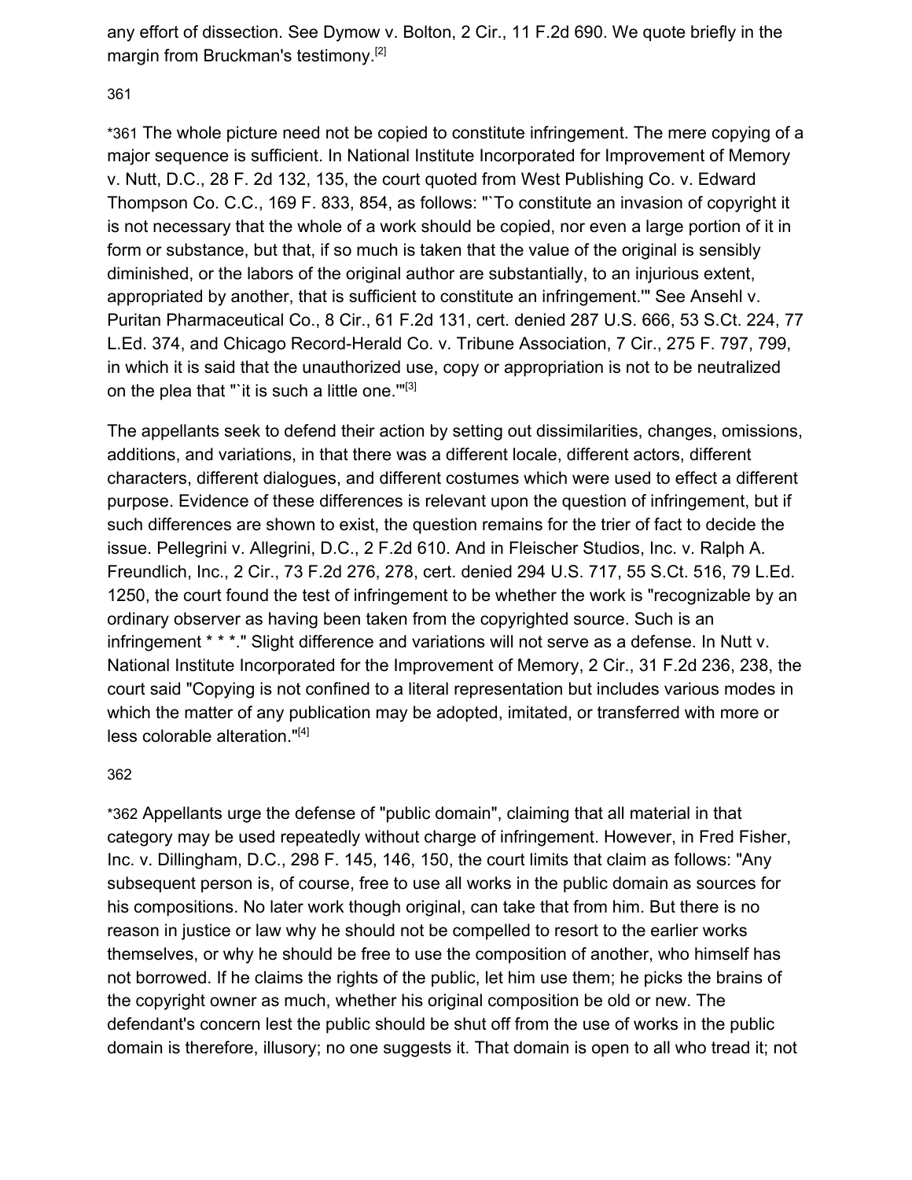any effort of dissection. See Dymow v. Bolton, 2 Cir., 11 F.2d 690. We quote briefly in the margin from Bruckman's testimony.[2]

361

*361 The whole picture need not be copied to constitute infringement. The mere copying of a major sequence is sufficient. In National Institute Incorporated for Improvement of Memory v. Nutt, D.C., 28 F. 2d 132, 135, the court quoted from West Publishing Co. v. Edward Thompson Co. C.C., 169 F. 833, 854, as follows: "`To constitute an invasion of copyright it is not necessary that the whole of a work should be copied, nor even a large portion of it in form or substance, but that, if so much is taken that the value of the original is sensibly diminished, or the labors of the original author are substantially, to an injurious extent, appropriated by another, that is sufficient to constitute an infringement.'" See Ansehl v. Puritan Pharmaceutical Co., 8 Cir., 61 F.2d 131, cert. denied 287 U.S. 666, 53 S.Ct. 224, 77 L.Ed. 374, and Chicago Record-Herald Co. v. Tribune Association, 7 Cir., 275 F. 797, 799, in which it is said that the unauthorized use, copy or appropriation is not to be neutralized on the plea that "`it is such a little one.'"[3]

The appellants seek to defend their action by setting out dissimilarities, changes, omissions, additions, and variations, in that there was a different locale, different actors, different characters, different dialogues, and different costumes which were used to effect a different purpose. Evidence of these differences is relevant upon the question of infringement, but if such differences are shown to exist, the question remains for the trier of fact to decide the issue. Pellegrini v. Allegrini, D.C., 2 F.2d 610. And in Fleischer Studios, Inc. v. Ralph A. Freundlich, Inc., 2 Cir., 73 F.2d 276, 278, cert. denied 294 U.S. 717, 55 S.Ct. 516, 79 L.Ed. 1250, the court found the test of infringement to be whether the work is "recognizable by an ordinary observer as having been taken from the copyrighted source. Such is an infringement * * *." Slight difference and variations will not serve as a defense. In Nutt v. National Institute Incorporated for the Improvement of Memory, 2 Cir., 31 F.2d 236, 238, the court said "Copying is not confined to a literal representation but includes various modes in which the matter of any publication may be adopted, imitated, or transferred with more or less colorable alteration."[4]

362

*362 Appellants urge the defense of "public domain", claiming that all material in that category may be used repeatedly without charge of infringement. However, in Fred Fisher, Inc. v. Dillingham, D.C., 298 F. 145, 146, 150, the court limits that claim as follows: "Any subsequent person is, of course, free to use all works in the public domain as sources for his compositions. No later work though original, can take that from him. But there is no reason in justice or law why he should not be compelled to resort to the earlier works themselves, or why he should be free to use the composition of another, who himself has not borrowed. If he claims the rights of the public, let him use them; he picks the brains of the copyright owner as much, whether his original composition be old or new. The defendant's concern lest the public should be shut off from the use of works in the public domain is therefore, illusory; no one suggests it. That domain is open to all who tread it; not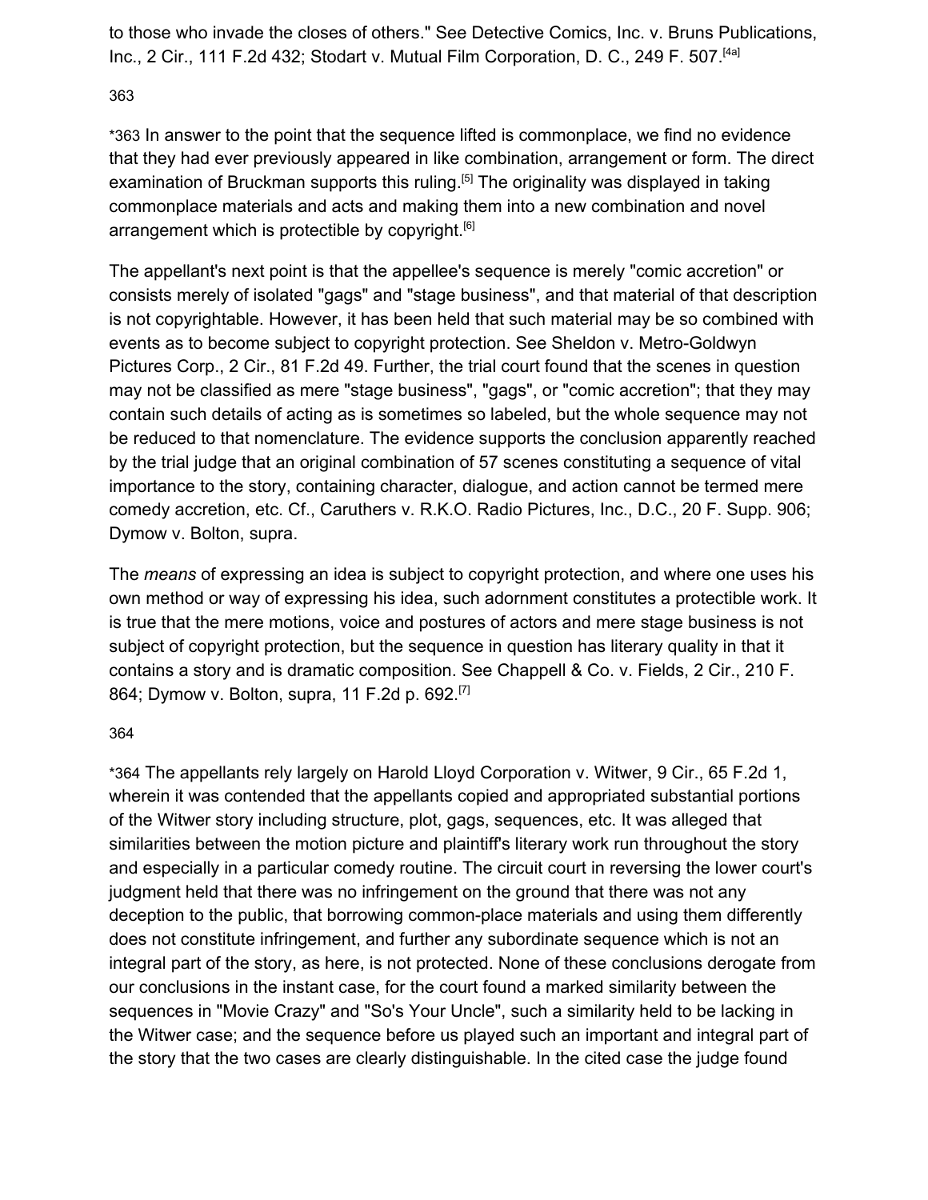to those who invade the closes of others." See Detective Comics, Inc. v. Bruns Publications, Inc., 2 Cir., 111 F.2d 432; Stodart v. Mutual Film Corporation, D. C., 249 F. 507.[4a]

363

*363 In answer to the point that the sequence lifted is commonplace, we find no evidence that they had ever previously appeared in like combination, arrangement or form. The direct examination of Bruckman supports this ruling.[5] The originality was displayed in taking commonplace materials and acts and making them into a new combination and novel arrangement which is protectible by copyright.[6]

The appellant's next point is that the appellee's sequence is merely "comic accretion" or consists merely of isolated "gags" and "stage business", and that material of that description is not copyrightable. However, it has been held that such material may be so combined with events as to become subject to copyright protection. See Sheldon v. Metro-Goldwyn Pictures Corp., 2 Cir., 81 F.2d 49. Further, the trial court found that the scenes in question may not be classified as mere "stage business", "gags", or "comic accretion"; that they may contain such details of acting as is sometimes so labeled, but the whole sequence may not be reduced to that nomenclature. The evidence supports the conclusion apparently reached by the trial judge that an original combination of 57 scenes constituting a sequence of vital importance to the story, containing character, dialogue, and action cannot be termed mere comedy accretion, etc. Cf., Caruthers v. R.K.O. Radio Pictures, Inc., D.C., 20 F. Supp. 906; Dymow v. Bolton, supra.

The *means* of expressing an idea is subject to copyright protection, and where one uses his own method or way of expressing his idea, such adornment constitutes a protectible work. It is true that the mere motions, voice and postures of actors and mere stage business is not subject of copyright protection, but the sequence in question has literary quality in that it contains a story and is dramatic composition. See Chappell & Co. v. Fields, 2 Cir., 210 F. 864; Dymow v. Bolton, supra, 11 F.2d p. 692.[7]

364

*364 The appellants rely largely on Harold Lloyd Corporation v. Witwer, 9 Cir., 65 F.2d 1, wherein it was contended that the appellants copied and appropriated substantial portions of the Witwer story including structure, plot, gags, sequences, etc. It was alleged that similarities between the motion picture and plaintiff's literary work run throughout the story and especially in a particular comedy routine. The circuit court in reversing the lower court's judgment held that there was no infringement on the ground that there was not any deception to the public, that borrowing common-place materials and using them differently does not constitute infringement, and further any subordinate sequence which is not an integral part of the story, as here, is not protected. None of these conclusions derogate from our conclusions in the instant case, for the court found a marked similarity between the sequences in "Movie Crazy" and "So's Your Uncle", such a similarity held to be lacking in the Witwer case; and the sequence before us played such an important and integral part of the story that the two cases are clearly distinguishable. In the cited case the judge found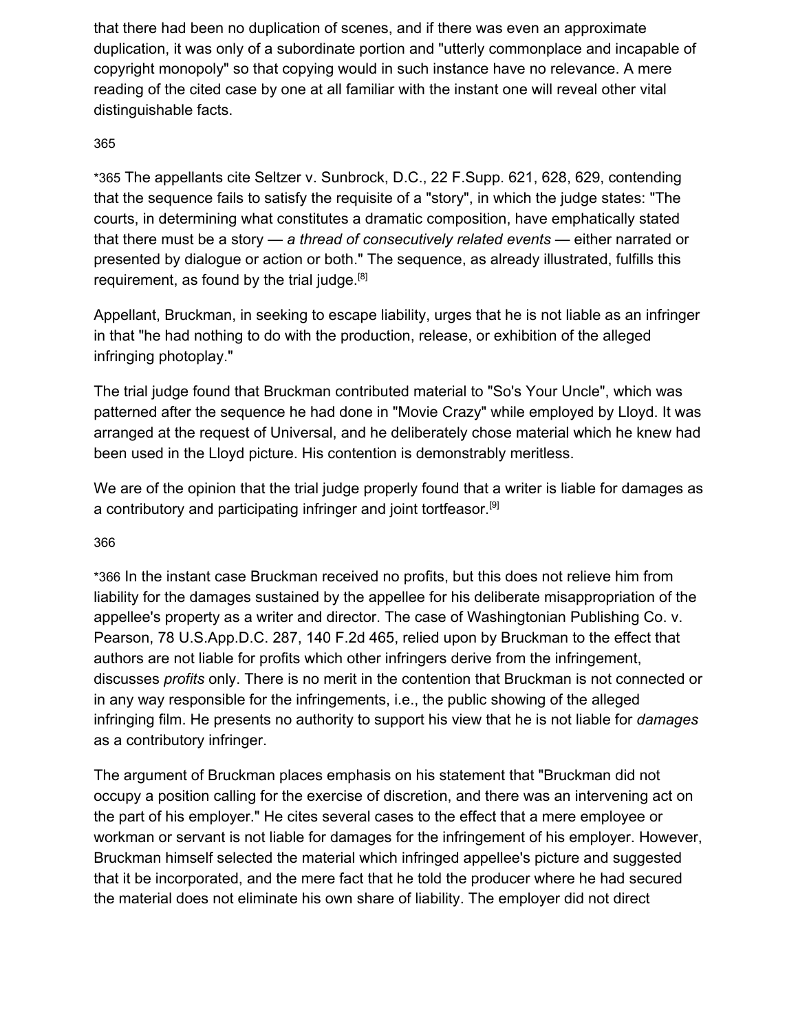that there had been no duplication of scenes, and if there was even an approximate duplication, it was only of a subordinate portion and "utterly commonplace and incapable of copyright monopoly" so that copying would in such instance have no relevance. A mere reading of the cited case by one at all familiar with the instant one will reveal other vital distinguishable facts.

365

*365 The appellants cite Seltzer v. Sunbrock, D.C., 22 F.Supp. 621, 628, 629, contending that the sequence fails to satisfy the requisite of a "story", in which the judge states: "The courts, in determining what constitutes a dramatic composition, have emphatically stated that there must be a story — *a thread of consecutively related events* — either narrated or presented by dialogue or action or both." The sequence, as already illustrated, fulfills this requirement, as found by the trial judge.[8]

Appellant, Bruckman, in seeking to escape liability, urges that he is not liable as an infringer in that "he had nothing to do with the production, release, or exhibition of the alleged infringing photoplay."

The trial judge found that Bruckman contributed material to "So's Your Uncle", which was patterned after the sequence he had done in "Movie Crazy" while employed by Lloyd. It was arranged at the request of Universal, and he deliberately chose material which he knew had been used in the Lloyd picture. His contention is demonstrably meritless.

We are of the opinion that the trial judge properly found that a writer is liable for damages as a contributory and participating infringer and joint tortfeasor.[9]

366

*366 In the instant case Bruckman received no profits, but this does not relieve him from liability for the damages sustained by the appellee for his deliberate misappropriation of the appellee's property as a writer and director. The case of Washingtonian Publishing Co. v. Pearson, 78 U.S.App.D.C. 287, 140 F.2d 465, relied upon by Bruckman to the effect that authors are not liable for profits which other infringers derive from the infringement, discusses *profits* only. There is no merit in the contention that Bruckman is not connected or in any way responsible for the infringements, i.e., the public showing of the alleged infringing film. He presents no authority to support his view that he is not liable for *damages* as a contributory infringer.

The argument of Bruckman places emphasis on his statement that "Bruckman did not occupy a position calling for the exercise of discretion, and there was an intervening act on the part of his employer." He cites several cases to the effect that a mere employee or workman or servant is not liable for damages for the infringement of his employer. However, Bruckman himself selected the material which infringed appellee's picture and suggested that it be incorporated, and the mere fact that he told the producer where he had secured the material does not eliminate his own share of liability. The employer did not direct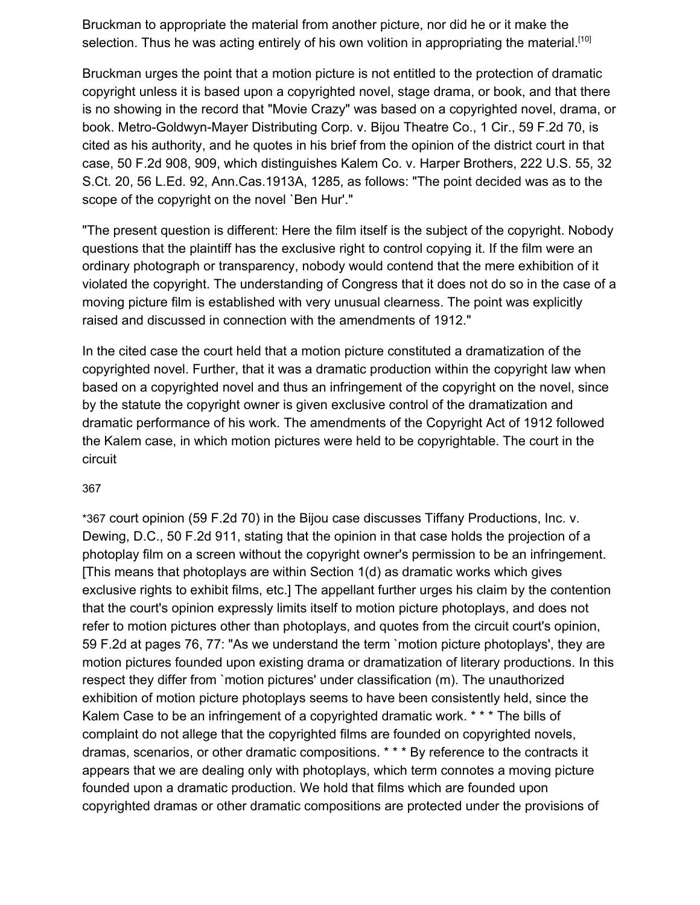Bruckman to appropriate the material from another picture, nor did he or it make the selection. Thus he was acting entirely of his own volition in appropriating the material.[10]

Bruckman urges the point that a motion picture is not entitled to the protection of dramatic copyright unless it is based upon a copyrighted novel, stage drama, or book, and that there is no showing in the record that "Movie Crazy" was based on a copyrighted novel, drama, or book. Metro-Goldwyn-Mayer Distributing Corp. v. Bijou Theatre Co., 1 Cir., 59 F.2d 70, is cited as his authority, and he quotes in his brief from the opinion of the district court in that case, 50 F.2d 908, 909, which distinguishes Kalem Co. v. Harper Brothers, 222 U.S. 55, 32 S.Ct. 20, 56 L.Ed. 92, Ann.Cas.1913A, 1285, as follows: "The point decided was as to the scope of the copyright on the novel `Ben Hur'."

"The present question is different: Here the film itself is the subject of the copyright. Nobody questions that the plaintiff has the exclusive right to control copying it. If the film were an ordinary photograph or transparency, nobody would contend that the mere exhibition of it violated the copyright. The understanding of Congress that it does not do so in the case of a moving picture film is established with very unusual clearness. The point was explicitly raised and discussed in connection with the amendments of 1912."

In the cited case the court held that a motion picture constituted a dramatization of the copyrighted novel. Further, that it was a dramatic production within the copyright law when based on a copyrighted novel and thus an infringement of the copyright on the novel, since by the statute the copyright owner is given exclusive control of the dramatization and dramatic performance of his work. The amendments of the Copyright Act of 1912 followed the Kalem case, in which motion pictures were held to be copyrightable. The court in the circuit

*367 court opinion (59 F.2d 70) in the Bijou case discusses Tiffany Productions, Inc. v. Dewing, D.C., 50 F.2d 911, stating that the opinion in that case holds the projection of a photoplay film on a screen without the copyright owner's permission to be an infringement. [This means that photoplays are within Section 1(d) as dramatic works which gives exclusive rights to exhibit films, etc.] The appellant further urges his claim by the contention that the court's opinion expressly limits itself to motion picture photoplays, and does not refer to motion pictures other than photoplays, and quotes from the circuit court's opinion, 59 F.2d at pages 76, 77: "As we understand the term `motion picture photoplays', they are motion pictures founded upon existing drama or dramatization of literary productions. In this respect they differ from `motion pictures' under classification (m). The unauthorized exhibition of motion picture photoplays seems to have been consistently held, since the Kalem Case to be an infringement of a copyrighted dramatic work. * * * The bills of complaint do not allege that the copyrighted films are founded on copyrighted novels, dramas, scenarios, or other dramatic compositions. * * * By reference to the contracts it appears that we are dealing only with photoplays, which term connotes a moving picture founded upon a dramatic production. We hold that films which are founded upon copyrighted dramas or other dramatic compositions are protected under the provisions of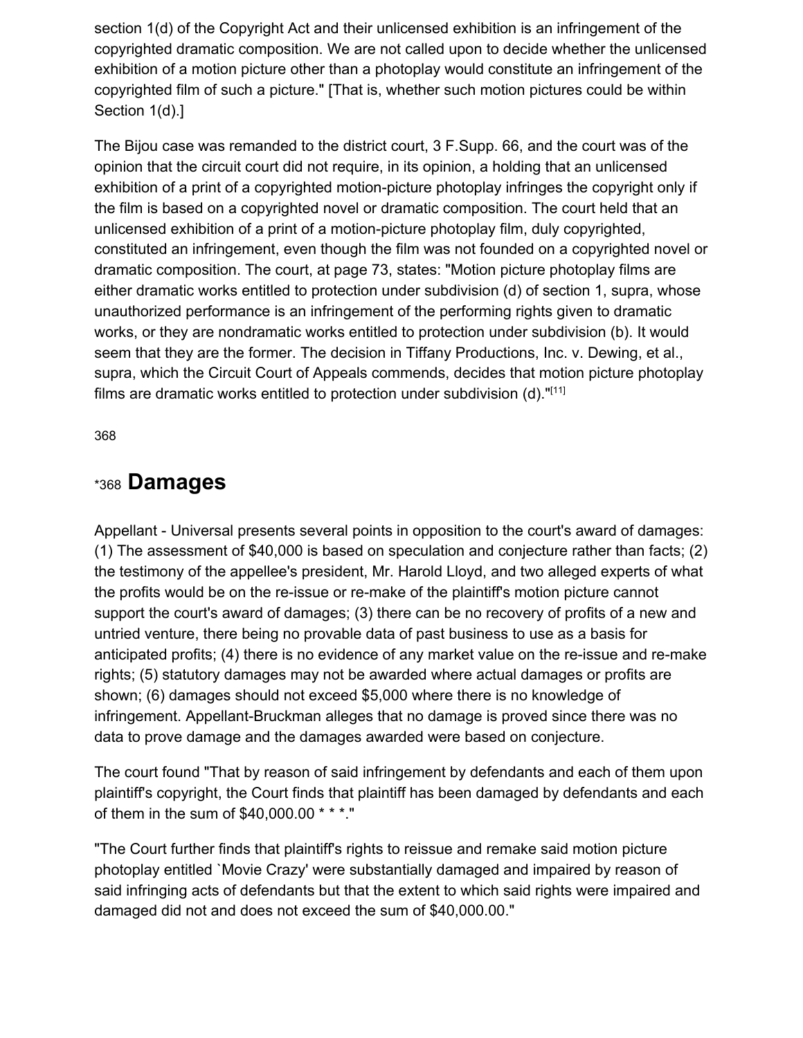section 1(d) of the Copyright Act and their unlicensed exhibition is an infringement of the copyrighted dramatic composition. We are not called upon to decide whether the unlicensed exhibition of a motion picture other than a photoplay would constitute an infringement of the copyrighted film of such a picture." [That is, whether such motion pictures could be within Section 1(d).]

The Bijou case was remanded to the district court, 3 F.Supp. 66, and the court was of the opinion that the circuit court did not require, in its opinion, a holding that an unlicensed exhibition of a print of a copyrighted motion-picture photoplay infringes the copyright only if the film is based on a copyrighted novel or dramatic composition. The court held that an unlicensed exhibition of a print of a motion-picture photoplay film, duly copyrighted, constituted an infringement, even though the film was not founded on a copyrighted novel or dramatic composition. The court, at page 73, states: "Motion picture photoplay films are either dramatic works entitled to protection under subdivision (d) of section 1, supra, whose unauthorized performance is an infringement of the performing rights given to dramatic works, or they are nondramatic works entitled to protection under subdivision (b). It would seem that they are the former. The decision in Tiffany Productions, Inc. v. Dewing, et al., supra, which the Circuit Court of Appeals commends, decides that motion picture photoplay films are dramatic works entitled to protection under subdivision (d)."[11]

## *368 Damages

Appellant - Universal presents several points in opposition to the court's award of damages: (1) The assessment of $40,000 is based on speculation and conjecture rather than facts; (2) the testimony of the appellee's president, Mr. Harold Lloyd, and two alleged experts of what the profits would be on the re-issue or re-make of the plaintiff's motion picture cannot support the court's award of damages; (3) there can be no recovery of profits of a new and untried venture, there being no provable data of past business to use as a basis for anticipated profits; (4) there is no evidence of any market value on the re-issue and re-make rights; (5) statutory damages may not be awarded where actual damages or profits are shown; (6) damages should not exceed $5,000 where there is no knowledge of infringement. Appellant-Bruckman alleges that no damage is proved since there was no data to prove damage and the damages awarded were based on conjecture.

The court found "That by reason of said infringement by defendants and each of them upon plaintiff's copyright, the Court finds that plaintiff has been damaged by defendants and each of them in the sum of $40,000.00 * * *."

"The Court further finds that plaintiff's rights to reissue and remake said motion picture photoplay entitled `Movie Crazy' were substantially damaged and impaired by reason of said infringing acts of defendants but that the extent to which said rights were impaired and damaged did not and does not exceed the sum of $40,000.00."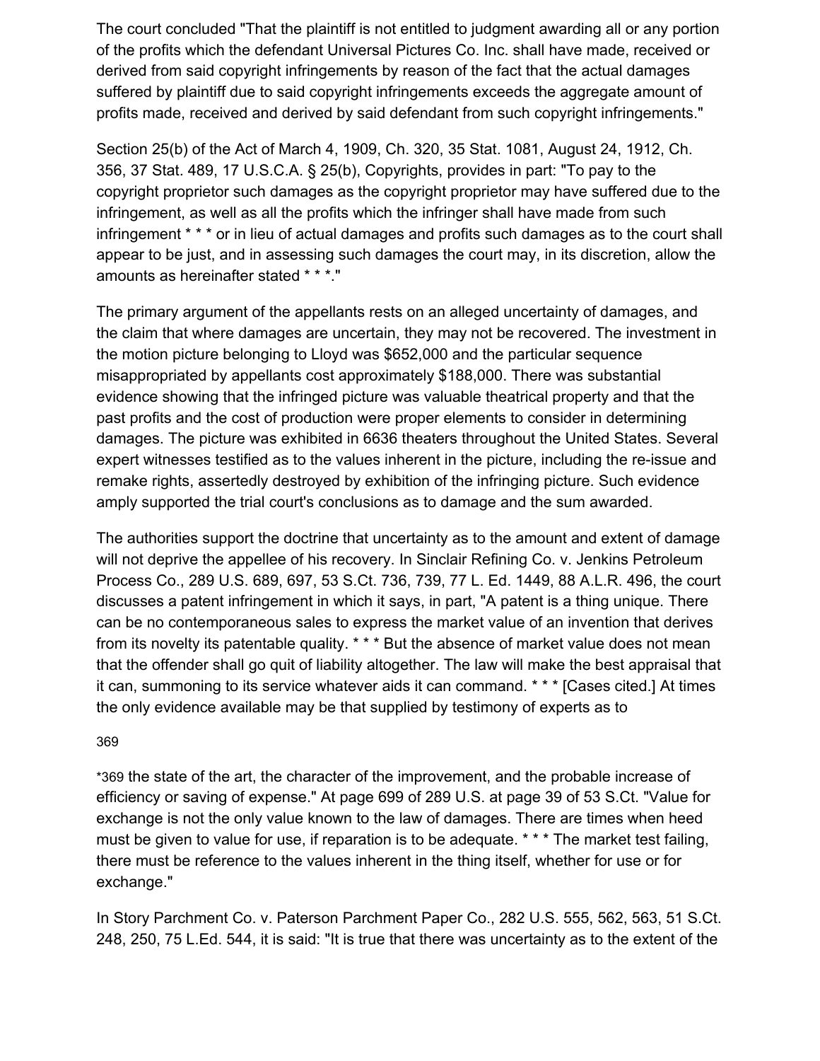The court concluded "That the plaintiff is not entitled to judgment awarding all or any portion of the profits which the defendant Universal Pictures Co. Inc. shall have made, received or derived from said copyright infringements by reason of the fact that the actual damages suffered by plaintiff due to said copyright infringements exceeds the aggregate amount of profits made, received and derived by said defendant from such copyright infringements."

Section 25(b) of the Act of March 4, 1909, Ch. 320, 35 Stat. 1081, August 24, 1912, Ch. 356, 37 Stat. 489, 17 U.S.C.A. § 25(b), Copyrights, provides in part: "To pay to the copyright proprietor such damages as the copyright proprietor may have suffered due to the infringement, as well as all the profits which the infringer shall have made from such infringement * * * or in lieu of actual damages and profits such damages as to the court shall appear to be just, and in assessing such damages the court may, in its discretion, allow the amounts as hereinafter stated * * *."

The primary argument of the appellants rests on an alleged uncertainty of damages, and the claim that where damages are uncertain, they may not be recovered. The investment in the motion picture belonging to Lloyd was $652,000 and the particular sequence misappropriated by appellants cost approximately $188,000. There was substantial evidence showing that the infringed picture was valuable theatrical property and that the past profits and the cost of production were proper elements to consider in determining damages. The picture was exhibited in 6636 theaters throughout the United States. Several expert witnesses testified as to the values inherent in the picture, including the re-issue and remake rights, assertedly destroyed by exhibition of the infringing picture. Such evidence amply supported the trial court's conclusions as to damage and the sum awarded.

The authorities support the doctrine that uncertainty as to the amount and extent of damage will not deprive the appellee of his recovery. In Sinclair Refining Co. v. Jenkins Petroleum Process Co., 289 U.S. 689, 697, 53 S.Ct. 736, 739, 77 L. Ed. 1449, 88 A.L.R. 496, the court discusses a patent infringement in which it says, in part, "A patent is a thing unique. There can be no contemporaneous sales to express the market value of an invention that derives from its novelty its patentable quality. * * * But the absence of market value does not mean that the offender shall go quit of liability altogether. The law will make the best appraisal that it can, summoning to its service whatever aids it can command. * * * [Cases cited.] At times the only evidence available may be that supplied by testimony of experts as to

*369 the state of the art, the character of the improvement, and the probable increase of efficiency or saving of expense." At page 699 of 289 U.S. at page 39 of 53 S.Ct. "Value for exchange is not the only value known to the law of damages. There are times when heed must be given to value for use, if reparation is to be adequate. * * * The market test failing, there must be reference to the values inherent in the thing itself, whether for use or for exchange."

In Story Parchment Co. v. Paterson Parchment Paper Co., 282 U.S. 555, 562, 563, 51 S.Ct. 248, 250, 75 L.Ed. 544, it is said: "It is true that there was uncertainty as to the extent of the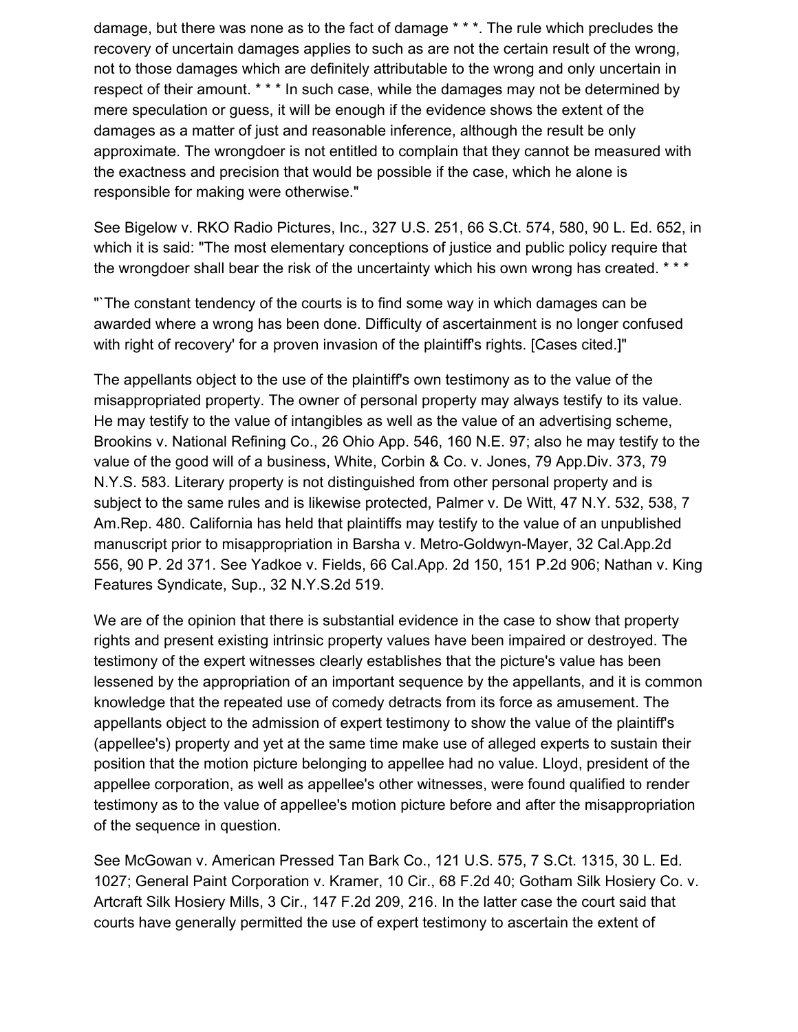damage, but there was none as to the fact of damage * * *. The rule which precludes the recovery of uncertain damages applies to such as are not the certain result of the wrong, not to those damages which are definitely attributable to the wrong and only uncertain in respect of their amount. * * * In such case, while the damages may not be determined by mere speculation or guess, it will be enough if the evidence shows the extent of the damages as a matter of just and reasonable inference, although the result be only approximate. The wrongdoer is not entitled to complain that they cannot be measured with the exactness and precision that would be possible if the case, which he alone is responsible for making were otherwise."

See Bigelow v. RKO Radio Pictures, Inc., 327 U.S. 251, 66 S.Ct. 574, 580, 90 L. Ed. 652, in which it is said: "The most elementary conceptions of justice and public policy require that the wrongdoer shall bear the risk of the uncertainty which his own wrong has created. * * *

"`The constant tendency of the courts is to find some way in which damages can be awarded where a wrong has been done. Difficulty of ascertainment is no longer confused with right of recovery' for a proven invasion of the plaintiff's rights. [Cases cited.]"

The appellants object to the use of the plaintiff's own testimony as to the value of the misappropriated property. The owner of personal property may always testify to its value. He may testify to the value of intangibles as well as the value of an advertising scheme, Brookins v. National Refining Co., 26 Ohio App. 546, 160 N.E. 97; also he may testify to the value of the good will of a business, White, Corbin & Co. v. Jones, 79 App.Div. 373, 79 N.Y.S. 583. Literary property is not distinguished from other personal property and is subject to the same rules and is likewise protected, Palmer v. De Witt, 47 N.Y. 532, 538, 7 Am.Rep. 480. California has held that plaintiffs may testify to the value of an unpublished manuscript prior to misappropriation in Barsha v. Metro-Goldwyn-Mayer, 32 Cal.App.2d 556, 90 P. 2d 371. See Yadkoe v. Fields, 66 Cal.App. 2d 150, 151 P.2d 906; Nathan v. King Features Syndicate, Sup., 32 N.Y.S.2d 519.

We are of the opinion that there is substantial evidence in the case to show that property rights and present existing intrinsic property values have been impaired or destroyed. The testimony of the expert witnesses clearly establishes that the picture's value has been lessened by the appropriation of an important sequence by the appellants, and it is common knowledge that the repeated use of comedy detracts from its force as amusement. The appellants object to the admission of expert testimony to show the value of the plaintiff's (appellee's) property and yet at the same time make use of alleged experts to sustain their position that the motion picture belonging to appellee had no value. Lloyd, president of the appellee corporation, as well as appellee's other witnesses, were found qualified to render testimony as to the value of appellee's motion picture before and after the misappropriation of the sequence in question.

See McGowan v. American Pressed Tan Bark Co., 121 U.S. 575, 7 S.Ct. 1315, 30 L. Ed. 1027; General Paint Corporation v. Kramer, 10 Cir., 68 F.2d 40; Gotham Silk Hosiery Co. v. Artcraft Silk Hosiery Mills, 3 Cir., 147 F.2d 209, 216. In the latter case the court said that courts have generally permitted the use of expert testimony to ascertain the extent of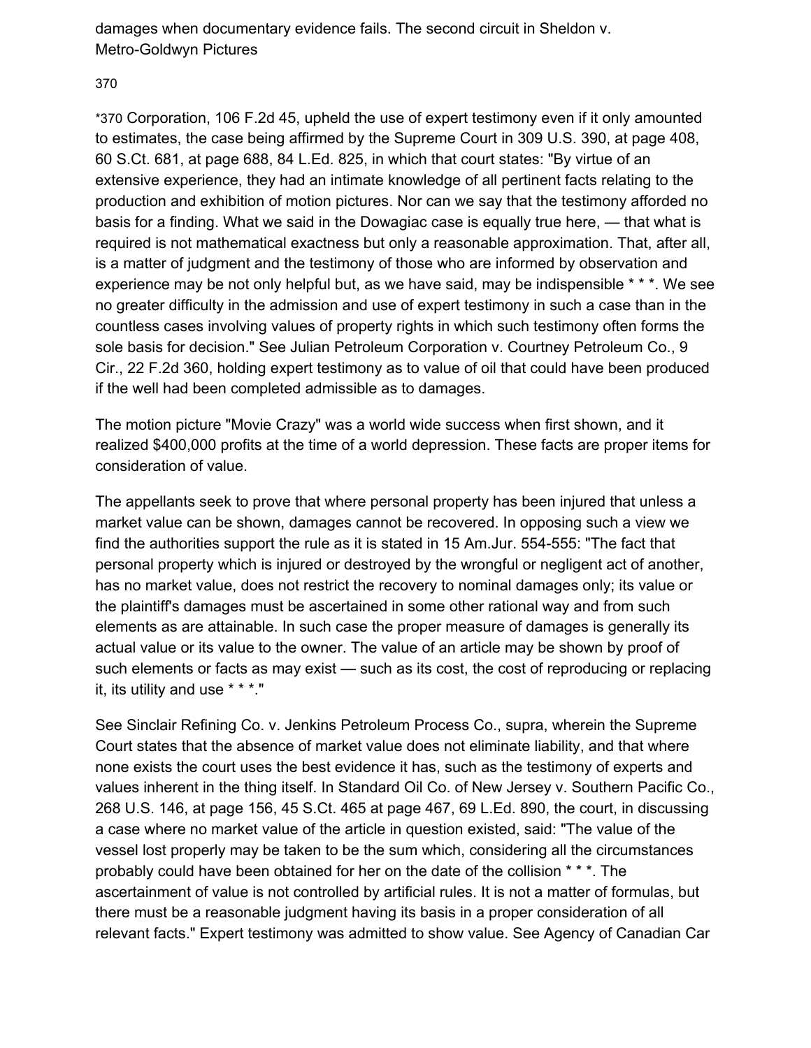damages when documentary evidence fails. The second circuit in Sheldon v. Metro-Goldwyn Pictures

370

*370 Corporation, 106 F.2d 45, upheld the use of expert testimony even if it only amounted to estimates, the case being affirmed by the Supreme Court in 309 U.S. 390, at page 408, 60 S.Ct. 681, at page 688, 84 L.Ed. 825, in which that court states: "By virtue of an extensive experience, they had an intimate knowledge of all pertinent facts relating to the production and exhibition of motion pictures. Nor can we say that the testimony afforded no basis for a finding. What we said in the Dowagiac case is equally true here, — that what is required is not mathematical exactness but only a reasonable approximation. That, after all, is a matter of judgment and the testimony of those who are informed by observation and experience may be not only helpful but, as we have said, may be indispensible * * *. We see no greater difficulty in the admission and use of expert testimony in such a case than in the countless cases involving values of property rights in which such testimony often forms the sole basis for decision." See Julian Petroleum Corporation v. Courtney Petroleum Co., 9 Cir., 22 F.2d 360, holding expert testimony as to value of oil that could have been produced if the well had been completed admissible as to damages.

The motion picture "Movie Crazy" was a world wide success when first shown, and it realized $400,000 profits at the time of a world depression. These facts are proper items for consideration of value.

The appellants seek to prove that where personal property has been injured that unless a market value can be shown, damages cannot be recovered. In opposing such a view we find the authorities support the rule as it is stated in 15 Am.Jur. 554-555: "The fact that personal property which is injured or destroyed by the wrongful or negligent act of another, has no market value, does not restrict the recovery to nominal damages only; its value or the plaintiff's damages must be ascertained in some other rational way and from such elements as are attainable. In such case the proper measure of damages is generally its actual value or its value to the owner. The value of an article may be shown by proof of such elements or facts as may exist — such as its cost, the cost of reproducing or replacing it, its utility and use * * *."

See Sinclair Refining Co. v. Jenkins Petroleum Process Co., supra, wherein the Supreme Court states that the absence of market value does not eliminate liability, and that where none exists the court uses the best evidence it has, such as the testimony of experts and values inherent in the thing itself. In Standard Oil Co. of New Jersey v. Southern Pacific Co., 268 U.S. 146, at page 156, 45 S.Ct. 465 at page 467, 69 L.Ed. 890, the court, in discussing a case where no market value of the article in question existed, said: "The value of the vessel lost properly may be taken to be the sum which, considering all the circumstances probably could have been obtained for her on the date of the collision * * *. The ascertainment of value is not controlled by artificial rules. It is not a matter of formulas, but there must be a reasonable judgment having its basis in a proper consideration of all relevant facts." Expert testimony was admitted to show value. See Agency of Canadian Car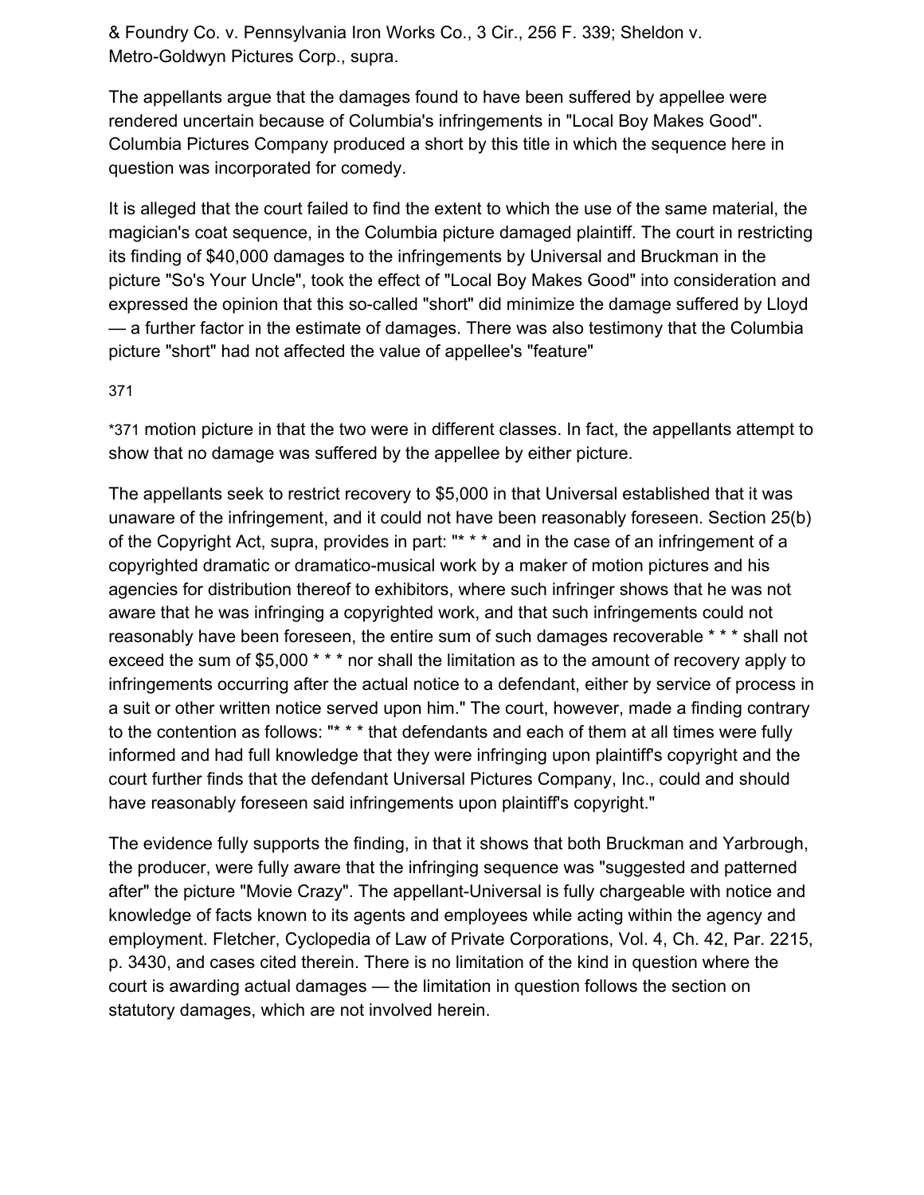& Foundry Co. v. Pennsylvania Iron Works Co., 3 Cir., 256 F. 339; Sheldon v. Metro-Goldwyn Pictures Corp., supra.

The appellants argue that the damages found to have been suffered by appellee were rendered uncertain because of Columbia's infringements in "Local Boy Makes Good". Columbia Pictures Company produced a short by this title in which the sequence here in question was incorporated for comedy.

It is alleged that the court failed to find the extent to which the use of the same material, the magician's coat sequence, in the Columbia picture damaged plaintiff. The court in restricting its finding of $40,000 damages to the infringements by Universal and Bruckman in the picture "So's Your Uncle", took the effect of "Local Boy Makes Good" into consideration and expressed the opinion that this so-called "short" did minimize the damage suffered by Lloyd — a further factor in the estimate of damages. There was also testimony that the Columbia picture "short" had not affected the value of appellee's "feature"

371

*371 motion picture in that the two were in different classes. In fact, the appellants attempt to show that no damage was suffered by the appellee by either picture.

The appellants seek to restrict recovery to $5,000 in that Universal established that it was unaware of the infringement, and it could not have been reasonably foreseen. Section 25(b) of the Copyright Act, supra, provides in part: "* * * and in the case of an infringement of a copyrighted dramatic or dramatico-musical work by a maker of motion pictures and his agencies for distribution thereof to exhibitors, where such infringer shows that he was not aware that he was infringing a copyrighted work, and that such infringements could not reasonably have been foreseen, the entire sum of such damages recoverable * * * shall not exceed the sum of $5,000 * * * nor shall the limitation as to the amount of recovery apply to infringements occurring after the actual notice to a defendant, either by service of process in a suit or other written notice served upon him." The court, however, made a finding contrary to the contention as follows: "* * * that defendants and each of them at all times were fully informed and had full knowledge that they were infringing upon plaintiff's copyright and the court further finds that the defendant Universal Pictures Company, Inc., could and should have reasonably foreseen said infringements upon plaintiff's copyright."

The evidence fully supports the finding, in that it shows that both Bruckman and Yarbrough, the producer, were fully aware that the infringing sequence was "suggested and patterned after" the picture "Movie Crazy". The appellant-Universal is fully chargeable with notice and knowledge of facts known to its agents and employees while acting within the agency and employment. Fletcher, Cyclopedia of Law of Private Corporations, Vol. 4, Ch. 42, Par. 2215, p. 3430, and cases cited therein. There is no limitation of the kind in question where the court is awarding actual damages — the limitation in question follows the section on statutory damages, which are not involved herein.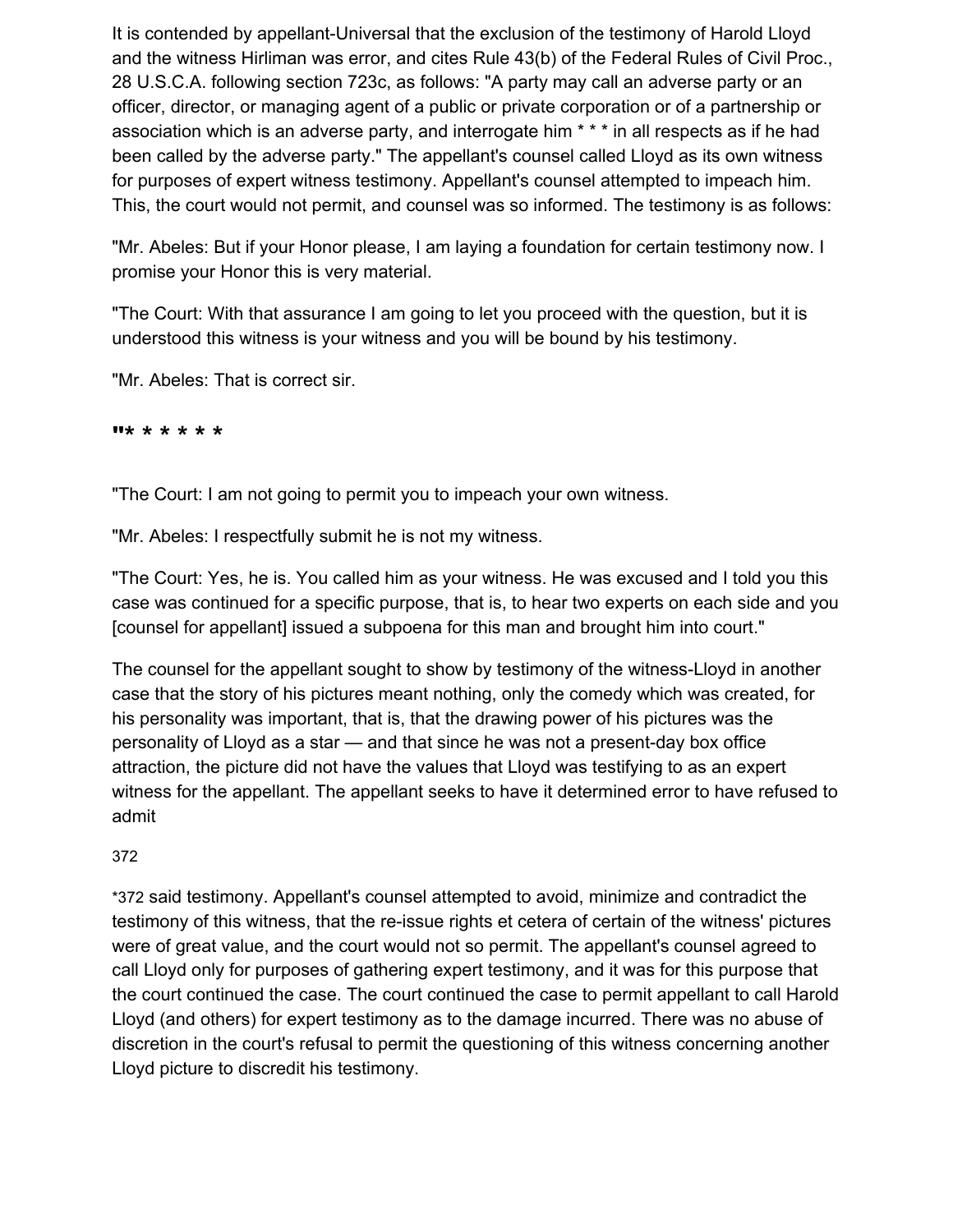It is contended by appellant-Universal that the exclusion of the testimony of Harold Lloyd and the witness Hirliman was error, and cites Rule 43(b) of the Federal Rules of Civil Proc., 28 U.S.C.A. following section 723c, as follows: "A party may call an adverse party or an officer, director, or managing agent of a public or private corporation or of a partnership or association which is an adverse party, and interrogate him * * * in all respects as if he had been called by the adverse party." The appellant's counsel called Lloyd as its own witness for purposes of expert witness testimony. Appellant's counsel attempted to impeach him. This, the court would not permit, and counsel was so informed. The testimony is as follows:

"Mr. Abeles: But if your Honor please, I am laying a foundation for certain testimony now. I promise your Honor this is very material.

"The Court: With that assurance I am going to let you proceed with the question, but it is understood this witness is your witness and you will be bound by his testimony.

"Mr. Abeles: That is correct sir.

"* * * * * *

"The Court: I am not going to permit you to impeach your own witness.

"Mr. Abeles: I respectfully submit he is not my witness.

"The Court: Yes, he is. You called him as your witness. He was excused and I told you this case was continued for a specific purpose, that is, to hear two experts on each side and you [counsel for appellant] issued a subpoena for this man and brought him into court."

The counsel for the appellant sought to show by testimony of the witness-Lloyd in another case that the story of his pictures meant nothing, only the comedy which was created, for his personality was important, that is, that the drawing power of his pictures was the personality of Lloyd as a star — and that since he was not a present-day box office attraction, the picture did not have the values that Lloyd was testifying to as an expert witness for the appellant. The appellant seeks to have it determined error to have refused to admit

*372 said testimony. Appellant's counsel attempted to avoid, minimize and contradict the testimony of this witness, that the re-issue rights et cetera of certain of the witness' pictures were of great value, and the court would not so permit. The appellant's counsel agreed to call Lloyd only for purposes of gathering expert testimony, and it was for this purpose that the court continued the case. The court continued the case to permit appellant to call Harold Lloyd (and others) for expert testimony as to the damage incurred. There was no abuse of discretion in the court's refusal to permit the questioning of this witness concerning another Lloyd picture to discredit his testimony.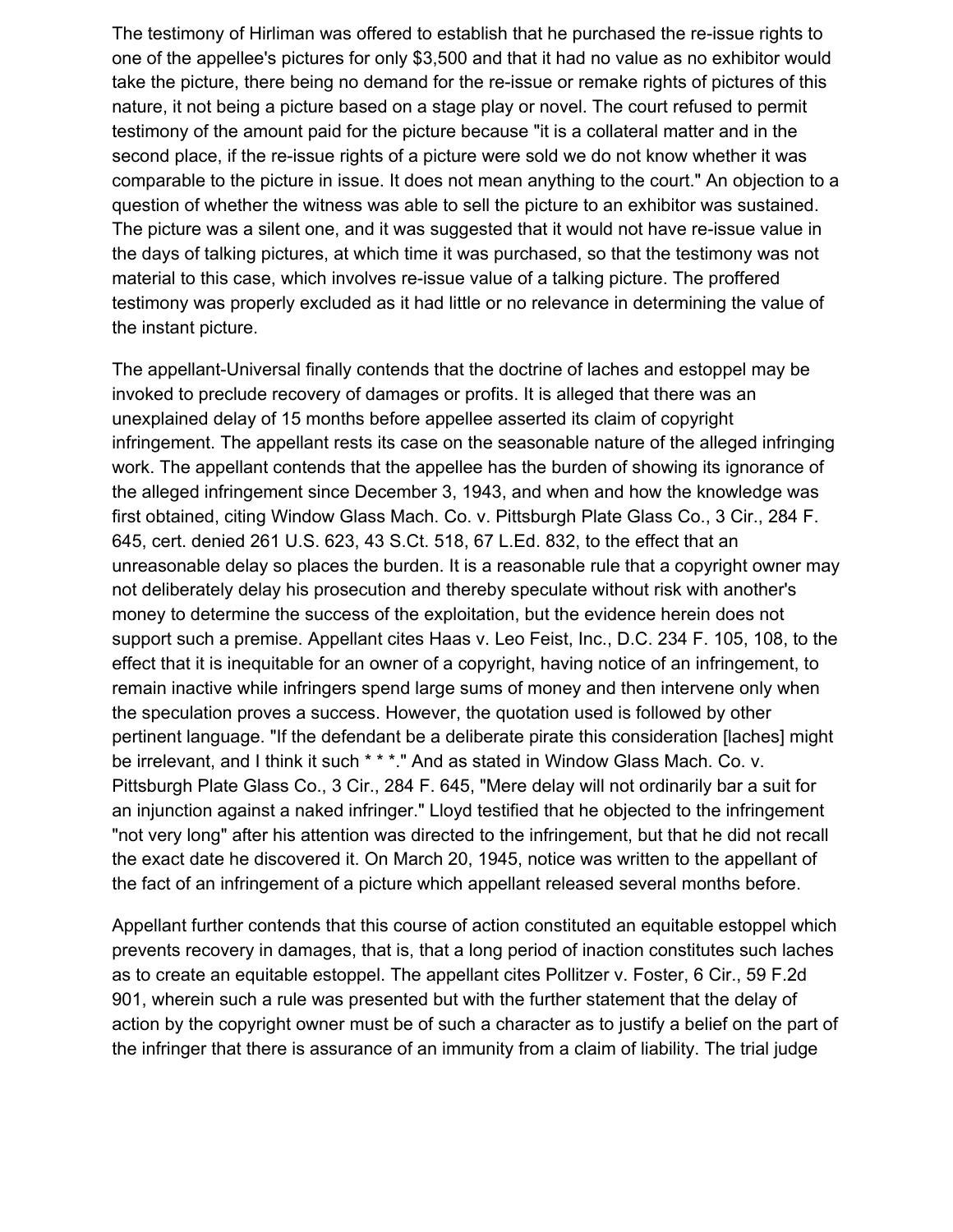The testimony of Hirliman was offered to establish that he purchased the re-issue rights to one of the appellee's pictures for only $3,500 and that it had no value as no exhibitor would take the picture, there being no demand for the re-issue or remake rights of pictures of this nature, it not being a picture based on a stage play or novel. The court refused to permit testimony of the amount paid for the picture because "it is a collateral matter and in the second place, if the re-issue rights of a picture were sold we do not know whether it was comparable to the picture in issue. It does not mean anything to the court." An objection to a question of whether the witness was able to sell the picture to an exhibitor was sustained. The picture was a silent one, and it was suggested that it would not have re-issue value in the days of talking pictures, at which time it was purchased, so that the testimony was not material to this case, which involves re-issue value of a talking picture. The proffered testimony was properly excluded as it had little or no relevance in determining the value of the instant picture.

The appellant-Universal finally contends that the doctrine of laches and estoppel may be invoked to preclude recovery of damages or profits. It is alleged that there was an unexplained delay of 15 months before appellee asserted its claim of copyright infringement. The appellant rests its case on the seasonable nature of the alleged infringing work. The appellant contends that the appellee has the burden of showing its ignorance of the alleged infringement since December 3, 1943, and when and how the knowledge was first obtained, citing Window Glass Mach. Co. v. Pittsburgh Plate Glass Co., 3 Cir., 284 F. 645, cert. denied 261 U.S. 623, 43 S.Ct. 518, 67 L.Ed. 832, to the effect that an unreasonable delay so places the burden. It is a reasonable rule that a copyright owner may not deliberately delay his prosecution and thereby speculate without risk with another's money to determine the success of the exploitation, but the evidence herein does not support such a premise. Appellant cites Haas v. Leo Feist, Inc., D.C. 234 F. 105, 108, to the effect that it is inequitable for an owner of a copyright, having notice of an infringement, to remain inactive while infringers spend large sums of money and then intervene only when the speculation proves a success. However, the quotation used is followed by other pertinent language. "If the defendant be a deliberate pirate this consideration [laches] might be irrelevant, and I think it such * * *." And as stated in Window Glass Mach. Co. v. Pittsburgh Plate Glass Co., 3 Cir., 284 F. 645, "Mere delay will not ordinarily bar a suit for an injunction against a naked infringer." Lloyd testified that he objected to the infringement "not very long" after his attention was directed to the infringement, but that he did not recall the exact date he discovered it. On March 20, 1945, notice was written to the appellant of the fact of an infringement of a picture which appellant released several months before.

Appellant further contends that this course of action constituted an equitable estoppel which prevents recovery in damages, that is, that a long period of inaction constitutes such laches as to create an equitable estoppel. The appellant cites Pollitzer v. Foster, 6 Cir., 59 F.2d 901, wherein such a rule was presented but with the further statement that the delay of action by the copyright owner must be of such a character as to justify a belief on the part of the infringer that there is assurance of an immunity from a claim of liability. The trial judge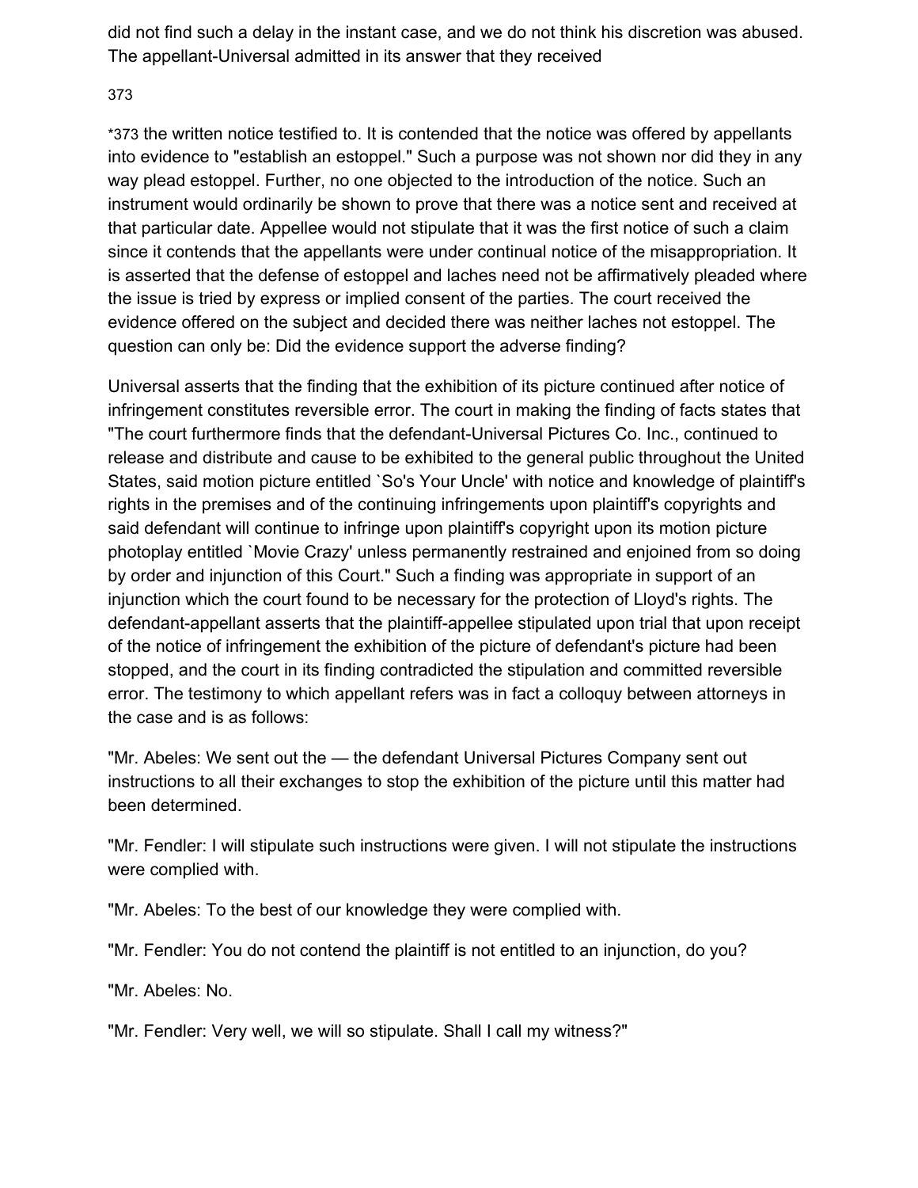did not find such a delay in the instant case, and we do not think his discretion was abused. The appellant-Universal admitted in its answer that they received

*373 the written notice testified to. It is contended that the notice was offered by appellants into evidence to "establish an estoppel." Such a purpose was not shown nor did they in any way plead estoppel. Further, no one objected to the introduction of the notice. Such an instrument would ordinarily be shown to prove that there was a notice sent and received at that particular date. Appellee would not stipulate that it was the first notice of such a claim since it contends that the appellants were under continual notice of the misappropriation. It is asserted that the defense of estoppel and laches need not be affirmatively pleaded where the issue is tried by express or implied consent of the parties. The court received the evidence offered on the subject and decided there was neither laches not estoppel. The question can only be: Did the evidence support the adverse finding?

Universal asserts that the finding that the exhibition of its picture continued after notice of infringement constitutes reversible error. The court in making the finding of facts states that "The court furthermore finds that the defendant-Universal Pictures Co. Inc., continued to release and distribute and cause to be exhibited to the general public throughout the United States, said motion picture entitled `So's Your Uncle' with notice and knowledge of plaintiff's rights in the premises and of the continuing infringements upon plaintiff's copyrights and said defendant will continue to infringe upon plaintiff's copyright upon its motion picture photoplay entitled `Movie Crazy' unless permanently restrained and enjoined from so doing by order and injunction of this Court." Such a finding was appropriate in support of an injunction which the court found to be necessary for the protection of Lloyd's rights. The defendant-appellant asserts that the plaintiff-appellee stipulated upon trial that upon receipt of the notice of infringement the exhibition of the picture of defendant's picture had been stopped, and the court in its finding contradicted the stipulation and committed reversible error. The testimony to which appellant refers was in fact a colloquy between attorneys in the case and is as follows:

"Mr. Abeles: We sent out the — the defendant Universal Pictures Company sent out instructions to all their exchanges to stop the exhibition of the picture until this matter had been determined.

"Mr. Fendler: I will stipulate such instructions were given. I will not stipulate the instructions were complied with.

"Mr. Abeles: To the best of our knowledge they were complied with.

"Mr. Fendler: You do not contend the plaintiff is not entitled to an injunction, do you?

"Mr. Abeles: No.

"Mr. Fendler: Very well, we will so stipulate. Shall I call my witness?"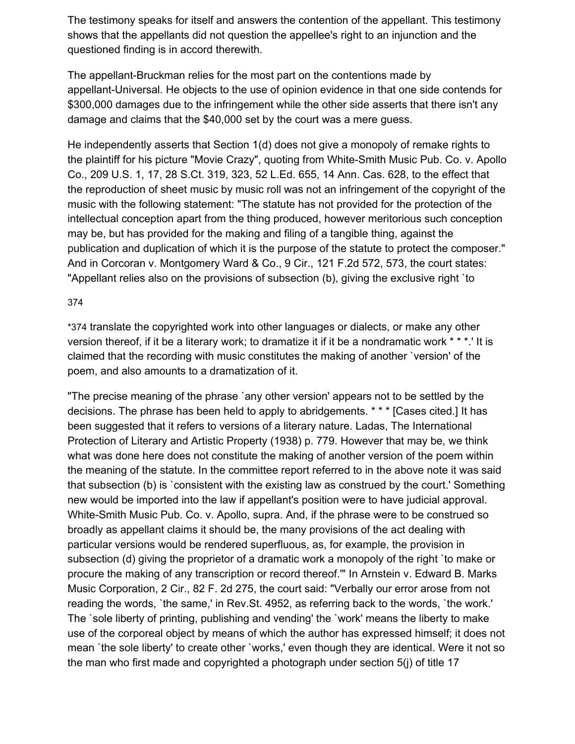The testimony speaks for itself and answers the contention of the appellant. This testimony shows that the appellants did not question the appellee's right to an injunction and the questioned finding is in accord therewith.

The appellant-Bruckman relies for the most part on the contentions made by appellant-Universal. He objects to the use of opinion evidence in that one side contends for $300,000 damages due to the infringement while the other side asserts that there isn't any damage and claims that the $40,000 set by the court was a mere guess.

He independently asserts that Section 1(d) does not give a monopoly of remake rights to the plaintiff for his picture "Movie Crazy", quoting from White-Smith Music Pub. Co. v. Apollo Co., 209 U.S. 1, 17, 28 S.Ct. 319, 323, 52 L.Ed. 655, 14 Ann. Cas. 628, to the effect that the reproduction of sheet music by music roll was not an infringement of the copyright of the music with the following statement: "The statute has not provided for the protection of the intellectual conception apart from the thing produced, however meritorious such conception may be, but has provided for the making and filing of a tangible thing, against the publication and duplication of which it is the purpose of the statute to protect the composer." And in Corcoran v. Montgomery Ward & Co., 9 Cir., 121 F.2d 572, 573, the court states: "Appellant relies also on the provisions of subsection (b), giving the exclusive right `to

*374 translate the copyrighted work into other languages or dialects, or make any other version thereof, if it be a literary work; to dramatize it if it be a nondramatic work * * *.' It is claimed that the recording with music constitutes the making of another `version' of the poem, and also amounts to a dramatization of it.

"The precise meaning of the phrase `any other version' appears not to be settled by the decisions. The phrase has been held to apply to abridgements. * * * [Cases cited.] It has been suggested that it refers to versions of a literary nature. Ladas, The International Protection of Literary and Artistic Property (1938) p. 779. However that may be, we think what was done here does not constitute the making of another version of the poem within the meaning of the statute. In the committee report referred to in the above note it was said that subsection (b) is `consistent with the existing law as construed by the court.' Something new would be imported into the law if appellant's position were to have judicial approval. White-Smith Music Pub. Co. v. Apollo, supra. And, if the phrase were to be construed so broadly as appellant claims it should be, the many provisions of the act dealing with particular versions would be rendered superfluous, as, for example, the provision in subsection (d) giving the proprietor of a dramatic work a monopoly of the right `to make or procure the making of any transcription or record thereof.'" In Arnstein v. Edward B. Marks Music Corporation, 2 Cir., 82 F. 2d 275, the court said: "Verbally our error arose from not reading the words, `the same,' in Rev.St. 4952, as referring back to the words, `the work.' The `sole liberty of printing, publishing and vending' the `work' means the liberty to make use of the corporeal object by means of which the author has expressed himself; it does not mean `the sole liberty' to create other `works,' even though they are identical. Were it not so the man who first made and copyrighted a photograph under section 5(j) of title 17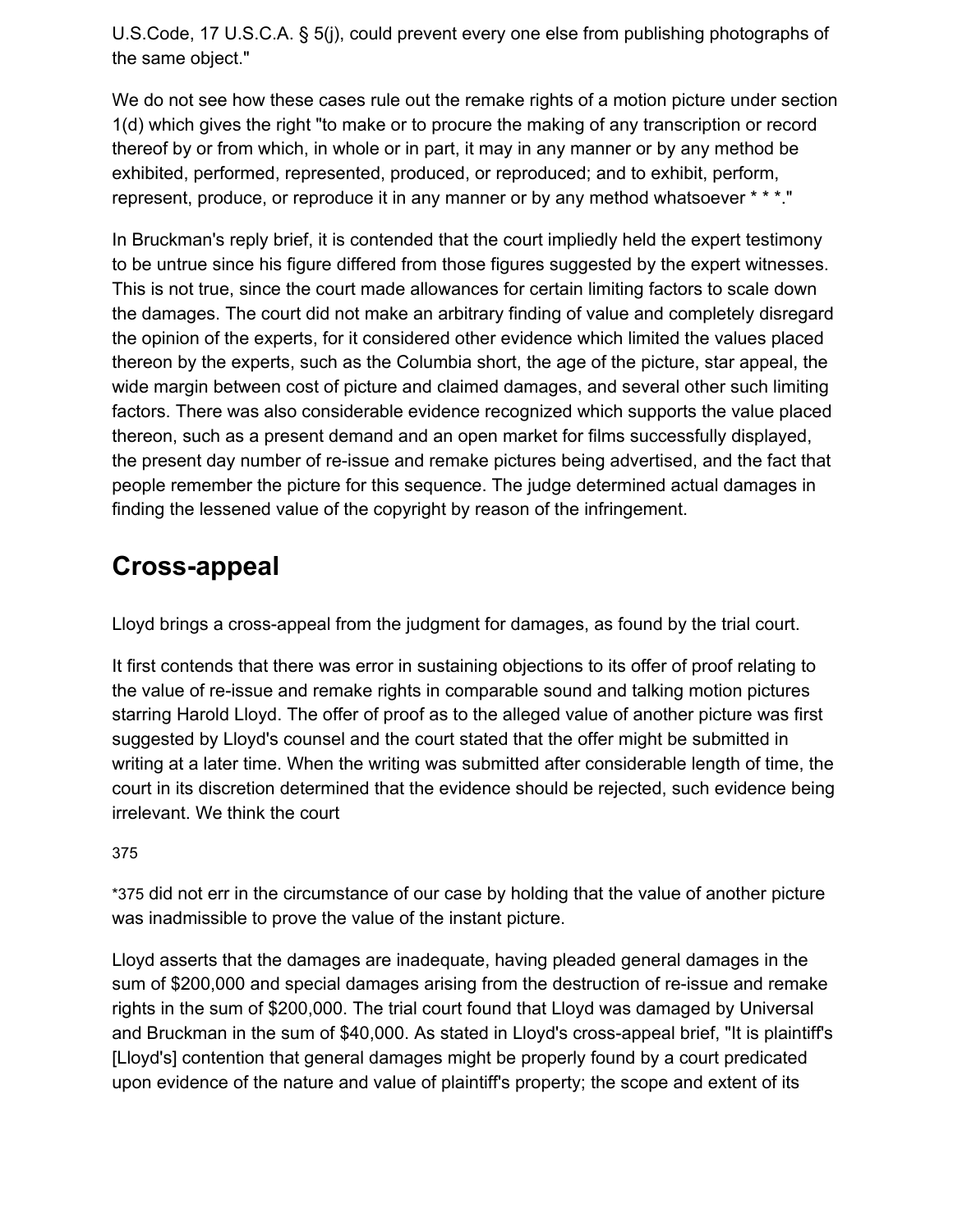U.S.Code, 17 U.S.C.A. § 5(j), could prevent every one else from publishing photographs of the same object."

We do not see how these cases rule out the remake rights of a motion picture under section 1(d) which gives the right "to make or to procure the making of any transcription or record thereof by or from which, in whole or in part, it may in any manner or by any method be exhibited, performed, represented, produced, or reproduced; and to exhibit, perform, represent, produce, or reproduce it in any manner or by any method whatsoever * * *."

In Bruckman's reply brief, it is contended that the court impliedly held the expert testimony to be untrue since his figure differed from those figures suggested by the expert witnesses. This is not true, since the court made allowances for certain limiting factors to scale down the damages. The court did not make an arbitrary finding of value and completely disregard the opinion of the experts, for it considered other evidence which limited the values placed thereon by the experts, such as the Columbia short, the age of the picture, star appeal, the wide margin between cost of picture and claimed damages, and several other such limiting factors. There was also considerable evidence recognized which supports the value placed thereon, such as a present demand and an open market for films successfully displayed, the present day number of re-issue and remake pictures being advertised, and the fact that people remember the picture for this sequence. The judge determined actual damages in finding the lessened value of the copyright by reason of the infringement.

## Cross-appeal

Lloyd brings a cross-appeal from the judgment for damages, as found by the trial court.

It first contends that there was error in sustaining objections to its offer of proof relating to the value of re-issue and remake rights in comparable sound and talking motion pictures starring Harold Lloyd. The offer of proof as to the alleged value of another picture was first suggested by Lloyd's counsel and the court stated that the offer might be submitted in writing at a later time. When the writing was submitted after considerable length of time, the court in its discretion determined that the evidence should be rejected, such evidence being irrelevant. We think the court

*375 did not err in the circumstance of our case by holding that the value of another picture was inadmissible to prove the value of the instant picture.

Lloyd asserts that the damages are inadequate, having pleaded general damages in the sum of $200,000 and special damages arising from the destruction of re-issue and remake rights in the sum of $200,000. The trial court found that Lloyd was damaged by Universal and Bruckman in the sum of $40,000. As stated in Lloyd's cross-appeal brief, "It is plaintiff's [Lloyd's] contention that general damages might be properly found by a court predicated upon evidence of the nature and value of plaintiff's property; the scope and extent of its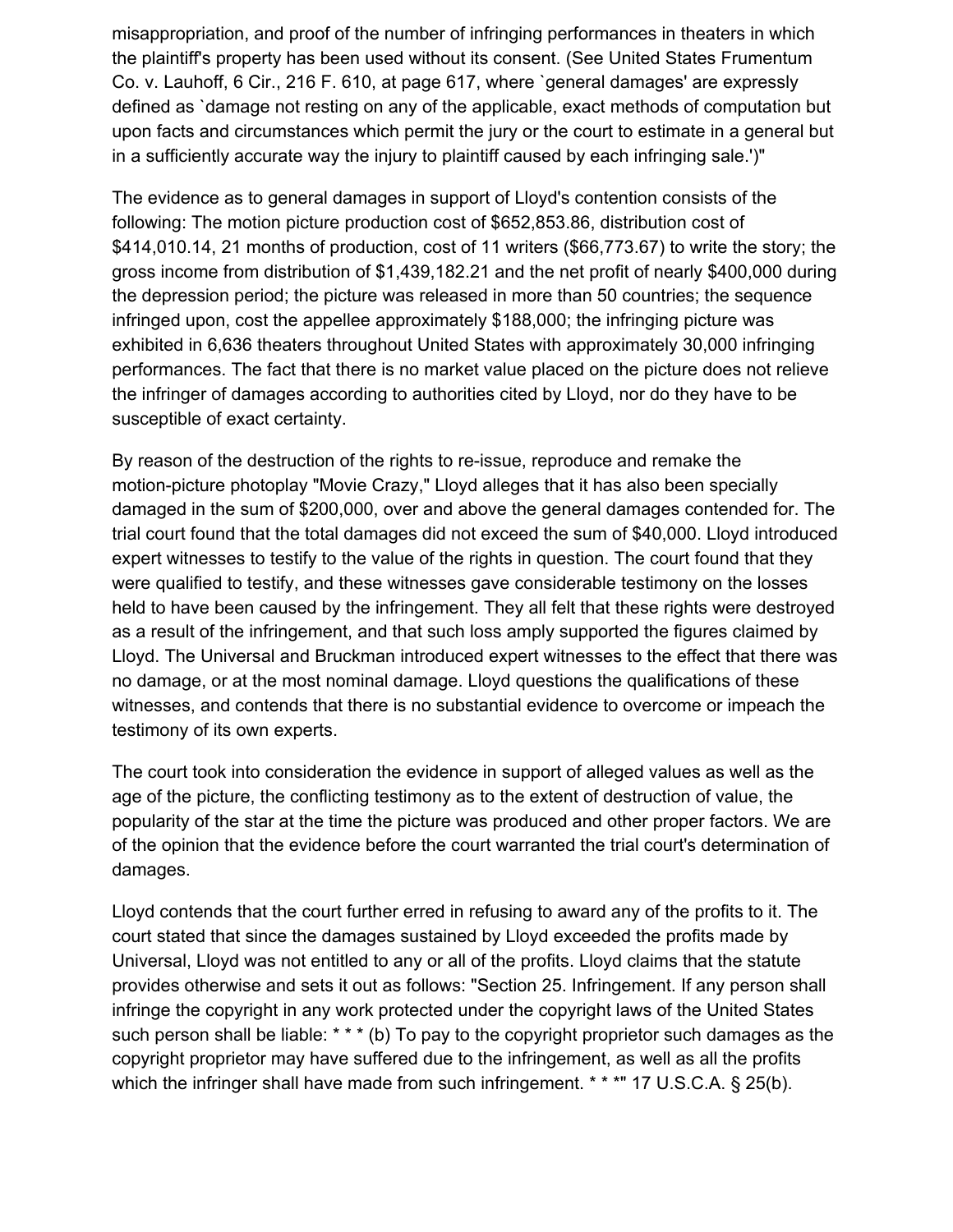misappropriation, and proof of the number of infringing performances in theaters in which the plaintiff's property has been used without its consent. (See United States Frumentum Co. v. Lauhoff, 6 Cir., 216 F. 610, at page 617, where `general damages' are expressly defined as `damage not resting on any of the applicable, exact methods of computation but upon facts and circumstances which permit the jury or the court to estimate in a general but in a sufficiently accurate way the injury to plaintiff caused by each infringing sale.')"

The evidence as to general damages in support of Lloyd's contention consists of the following: The motion picture production cost of $652,853.86, distribution cost of $414,010.14, 21 months of production, cost of 11 writers ($66,773.67) to write the story; the gross income from distribution of $1,439,182.21 and the net profit of nearly $400,000 during the depression period; the picture was released in more than 50 countries; the sequence infringed upon, cost the appellee approximately $188,000; the infringing picture was exhibited in 6,636 theaters throughout United States with approximately 30,000 infringing performances. The fact that there is no market value placed on the picture does not relieve the infringer of damages according to authorities cited by Lloyd, nor do they have to be susceptible of exact certainty.

By reason of the destruction of the rights to re-issue, reproduce and remake the motion-picture photoplay "Movie Crazy," Lloyd alleges that it has also been specially damaged in the sum of $200,000, over and above the general damages contended for. The trial court found that the total damages did not exceed the sum of $40,000. Lloyd introduced expert witnesses to testify to the value of the rights in question. The court found that they were qualified to testify, and these witnesses gave considerable testimony on the losses held to have been caused by the infringement. They all felt that these rights were destroyed as a result of the infringement, and that such loss amply supported the figures claimed by Lloyd. The Universal and Bruckman introduced expert witnesses to the effect that there was no damage, or at the most nominal damage. Lloyd questions the qualifications of these witnesses, and contends that there is no substantial evidence to overcome or impeach the testimony of its own experts.

The court took into consideration the evidence in support of alleged values as well as the age of the picture, the conflicting testimony as to the extent of destruction of value, the popularity of the star at the time the picture was produced and other proper factors. We are of the opinion that the evidence before the court warranted the trial court's determination of damages.

Lloyd contends that the court further erred in refusing to award any of the profits to it. The court stated that since the damages sustained by Lloyd exceeded the profits made by Universal, Lloyd was not entitled to any or all of the profits. Lloyd claims that the statute provides otherwise and sets it out as follows: "Section 25. Infringement. If any person shall infringe the copyright in any work protected under the copyright laws of the United States such person shall be liable: * * * (b) To pay to the copyright proprietor such damages as the copyright proprietor may have suffered due to the infringement, as well as all the profits which the infringer shall have made from such infringement. * * *" 17 U.S.C.A. § 25(b).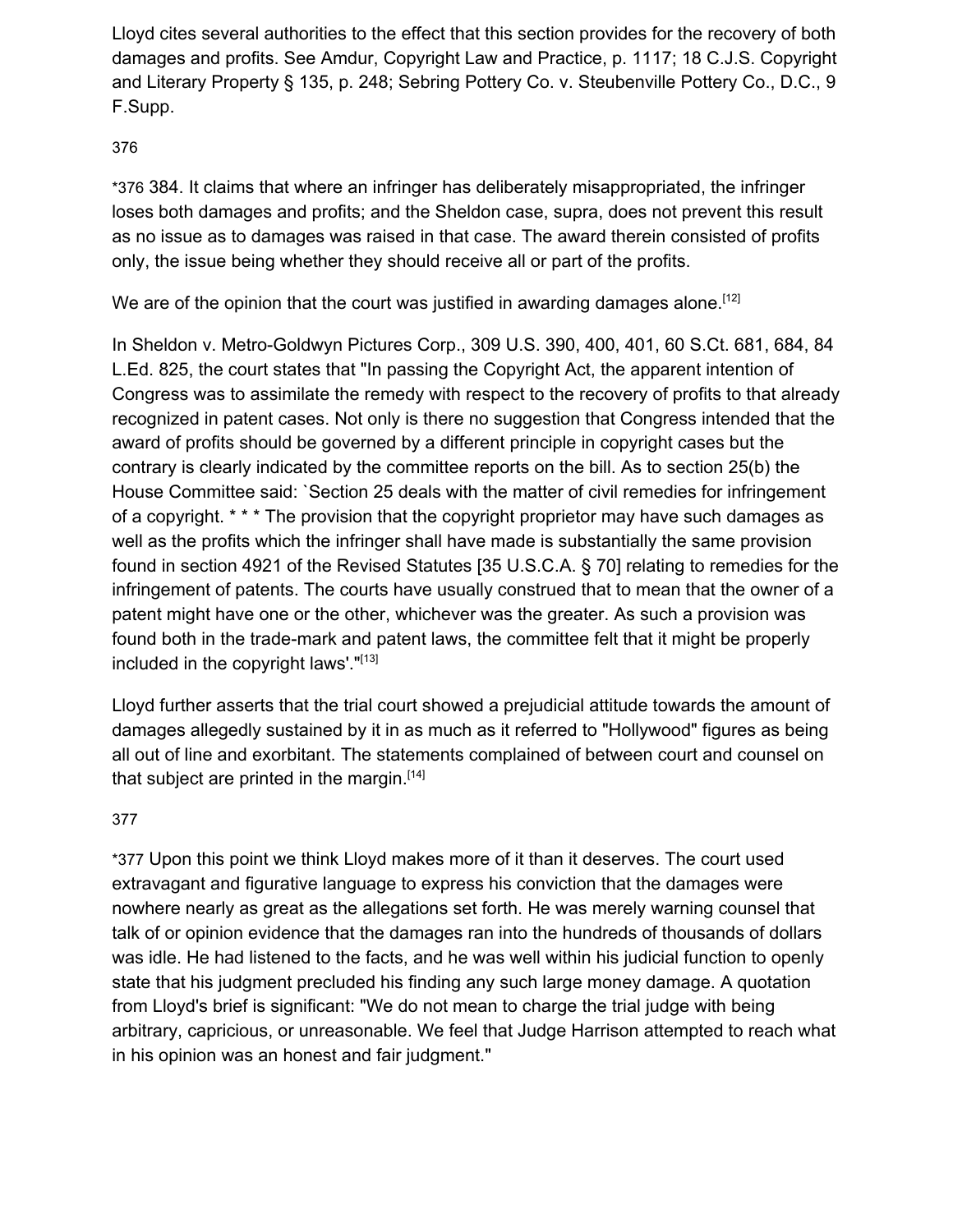Lloyd cites several authorities to the effect that this section provides for the recovery of both damages and profits. See Amdur, Copyright Law and Practice, p. 1117; 18 C.J.S. Copyright and Literary Property § 135, p. 248; Sebring Pottery Co. v. Steubenville Pottery Co., D.C., 9 F.Supp.

*376 384. It claims that where an infringer has deliberately misappropriated, the infringer loses both damages and profits; and the Sheldon case, supra, does not prevent this result as no issue as to damages was raised in that case. The award therein consisted of profits only, the issue being whether they should receive all or part of the profits.

We are of the opinion that the court was justified in awarding damages alone.[12]

In Sheldon v. Metro-Goldwyn Pictures Corp., 309 U.S. 390, 400, 401, 60 S.Ct. 681, 684, 84 L.Ed. 825, the court states that "In passing the Copyright Act, the apparent intention of Congress was to assimilate the remedy with respect to the recovery of profits to that already recognized in patent cases. Not only is there no suggestion that Congress intended that the award of profits should be governed by a different principle in copyright cases but the contrary is clearly indicated by the committee reports on the bill. As to section 25(b) the House Committee said: `Section 25 deals with the matter of civil remedies for infringement of a copyright. * * * The provision that the copyright proprietor may have such damages as well as the profits which the infringer shall have made is substantially the same provision found in section 4921 of the Revised Statutes [35 U.S.C.A. § 70] relating to remedies for the infringement of patents. The courts have usually construed that to mean that the owner of a patent might have one or the other, whichever was the greater. As such a provision was found both in the trade-mark and patent laws, the committee felt that it might be properly included in the copyright laws'."[13]

Lloyd further asserts that the trial court showed a prejudicial attitude towards the amount of damages allegedly sustained by it in as much as it referred to "Hollywood" figures as being all out of line and exorbitant. The statements complained of between court and counsel on that subject are printed in the margin.[14]

*377 Upon this point we think Lloyd makes more of it than it deserves. The court used extravagant and figurative language to express his conviction that the damages were nowhere nearly as great as the allegations set forth. He was merely warning counsel that talk of or opinion evidence that the damages ran into the hundreds of thousands of dollars was idle. He had listened to the facts, and he was well within his judicial function to openly state that his judgment precluded his finding any such large money damage. A quotation from Lloyd's brief is significant: "We do not mean to charge the trial judge with being arbitrary, capricious, or unreasonable. We feel that Judge Harrison attempted to reach what in his opinion was an honest and fair judgment."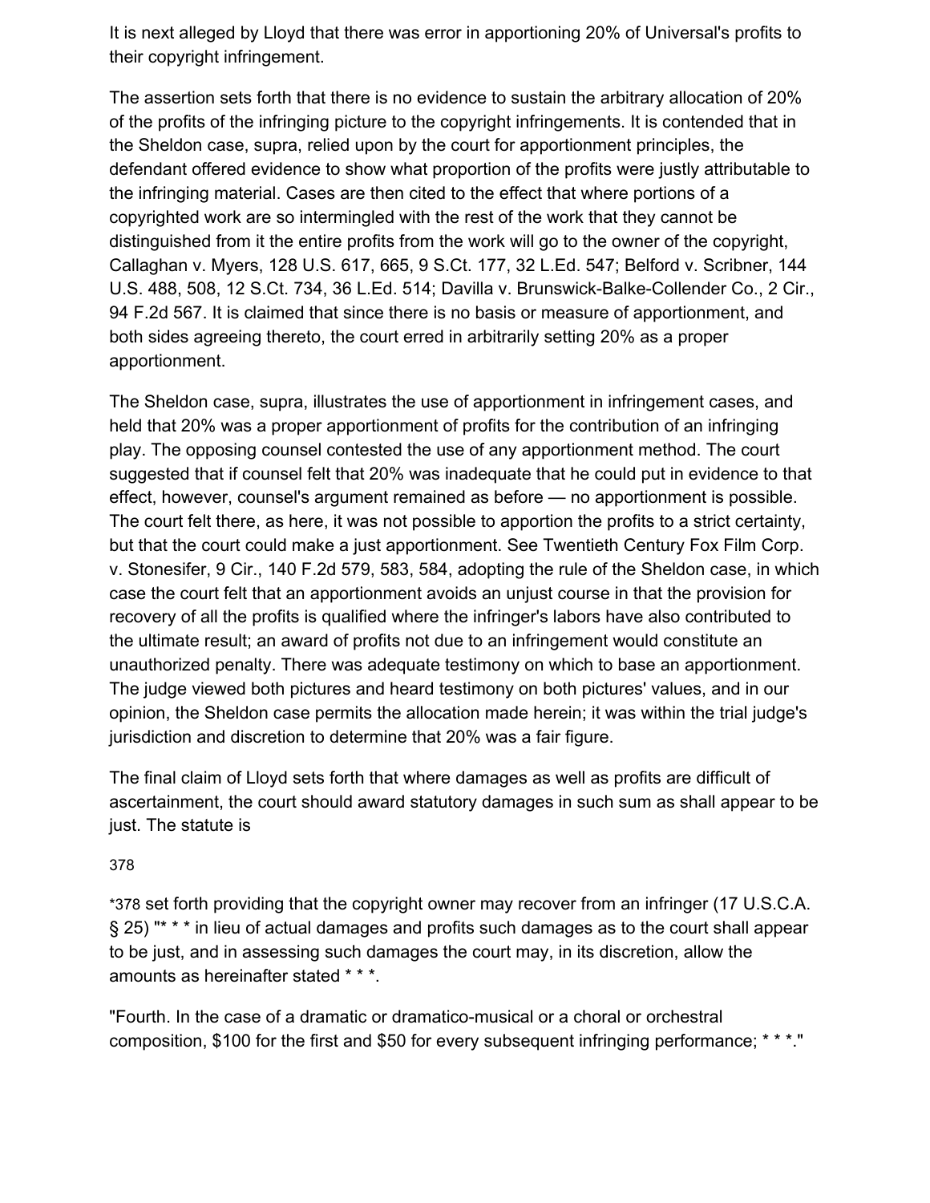It is next alleged by Lloyd that there was error in apportioning 20% of Universal's profits to their copyright infringement.

The assertion sets forth that there is no evidence to sustain the arbitrary allocation of 20% of the profits of the infringing picture to the copyright infringements. It is contended that in the Sheldon case, supra, relied upon by the court for apportionment principles, the defendant offered evidence to show what proportion of the profits were justly attributable to the infringing material. Cases are then cited to the effect that where portions of a copyrighted work are so intermingled with the rest of the work that they cannot be distinguished from it the entire profits from the work will go to the owner of the copyright, Callaghan v. Myers, 128 U.S. 617, 665, 9 S.Ct. 177, 32 L.Ed. 547; Belford v. Scribner, 144 U.S. 488, 508, 12 S.Ct. 734, 36 L.Ed. 514; Davilla v. Brunswick-Balke-Collender Co., 2 Cir., 94 F.2d 567. It is claimed that since there is no basis or measure of apportionment, and both sides agreeing thereto, the court erred in arbitrarily setting 20% as a proper apportionment.

The Sheldon case, supra, illustrates the use of apportionment in infringement cases, and held that 20% was a proper apportionment of profits for the contribution of an infringing play. The opposing counsel contested the use of any apportionment method. The court suggested that if counsel felt that 20% was inadequate that he could put in evidence to that effect, however, counsel's argument remained as before — no apportionment is possible. The court felt there, as here, it was not possible to apportion the profits to a strict certainty, but that the court could make a just apportionment. See Twentieth Century Fox Film Corp. v. Stonesifer, 9 Cir., 140 F.2d 579, 583, 584, adopting the rule of the Sheldon case, in which case the court felt that an apportionment avoids an unjust course in that the provision for recovery of all the profits is qualified where the infringer's labors have also contributed to the ultimate result; an award of profits not due to an infringement would constitute an unauthorized penalty. There was adequate testimony on which to base an apportionment. The judge viewed both pictures and heard testimony on both pictures' values, and in our opinion, the Sheldon case permits the allocation made herein; it was within the trial judge's jurisdiction and discretion to determine that 20% was a fair figure.

The final claim of Lloyd sets forth that where damages as well as profits are difficult of ascertainment, the court should award statutory damages in such sum as shall appear to be just. The statute is

378

*378 set forth providing that the copyright owner may recover from an infringer (17 U.S.C.A. § 25) "* * * in lieu of actual damages and profits such damages as to the court shall appear to be just, and in assessing such damages the court may, in its discretion, allow the amounts as hereinafter stated * * *.

"Fourth. In the case of a dramatic or dramatico-musical or a choral or orchestral composition, $100 for the first and $50 for every subsequent infringing performance; * * *."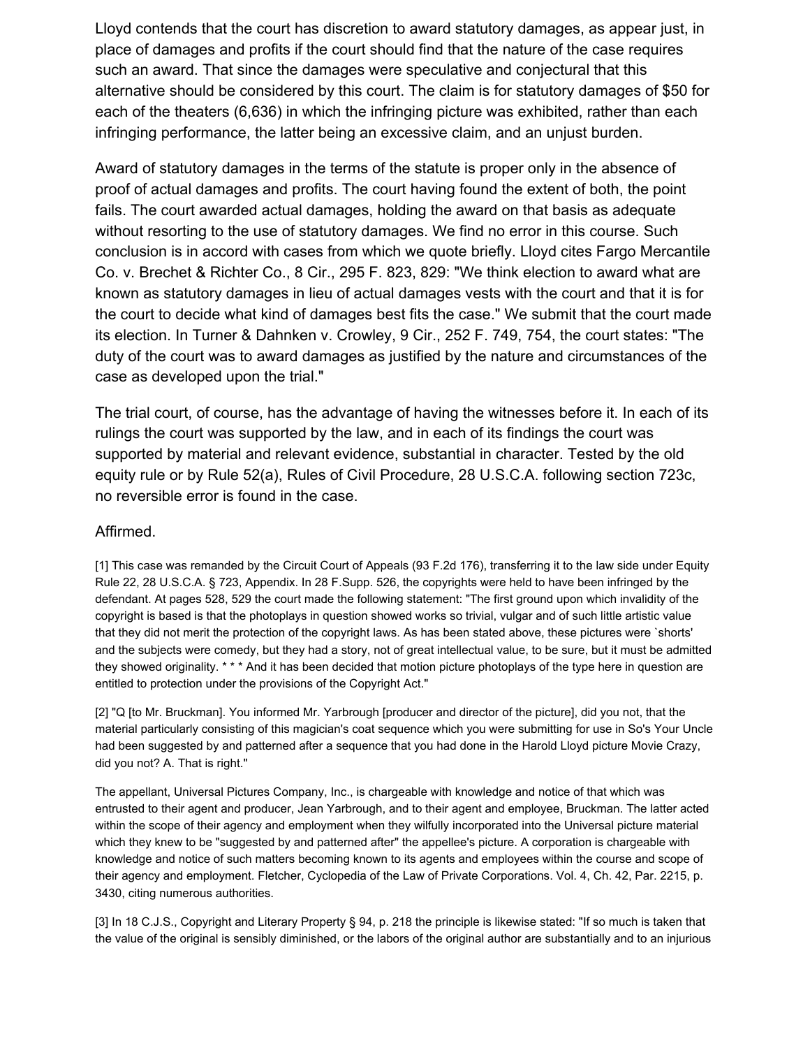Lloyd contends that the court has discretion to award statutory damages, as appear just, in place of damages and profits if the court should find that the nature of the case requires such an award. That since the damages were speculative and conjectural that this alternative should be considered by this court. The claim is for statutory damages of $50 for each of the theaters (6,636) in which the infringing picture was exhibited, rather than each infringing performance, the latter being an excessive claim, and an unjust burden.

Award of statutory damages in the terms of the statute is proper only in the absence of proof of actual damages and profits. The court having found the extent of both, the point fails. The court awarded actual damages, holding the award on that basis as adequate without resorting to the use of statutory damages. We find no error in this course. Such conclusion is in accord with cases from which we quote briefly. Lloyd cites Fargo Mercantile Co. v. Brechet & Richter Co., 8 Cir., 295 F. 823, 829: "We think election to award what are known as statutory damages in lieu of actual damages vests with the court and that it is for the court to decide what kind of damages best fits the case." We submit that the court made its election. In Turner & Dahnken v. Crowley, 9 Cir., 252 F. 749, 754, the court states: "The duty of the court was to award damages as justified by the nature and circumstances of the case as developed upon the trial."

The trial court, of course, has the advantage of having the witnesses before it. In each of its rulings the court was supported by the law, and in each of its findings the court was supported by material and relevant evidence, substantial in character. Tested by the old equity rule or by Rule 52(a), Rules of Civil Procedure, 28 U.S.C.A. following section 723c, no reversible error is found in the case.

Affirmed.

[1] This case was remanded by the Circuit Court of Appeals (93 F.2d 176), transferring it to the law side under Equity Rule 22, 28 U.S.C.A. § 723, Appendix. In 28 F.Supp. 526, the copyrights were held to have been infringed by the defendant. At pages 528, 529 the court made the following statement: "The first ground upon which invalidity of the copyright is based is that the photoplays in question showed works so trivial, vulgar and of such little artistic value that they did not merit the protection of the copyright laws. As has been stated above, these pictures were `shorts' and the subjects were comedy, but they had a story, not of great intellectual value, to be sure, but it must be admitted they showed originality. * * * And it has been decided that motion picture photoplays of the type here in question are entitled to protection under the provisions of the Copyright Act."

[2] "Q [to Mr. Bruckman]. You informed Mr. Yarbrough [producer and director of the picture], did you not, that the material particularly consisting of this magician's coat sequence which you were submitting for use in So's Your Uncle had been suggested by and patterned after a sequence that you had done in the Harold Lloyd picture Movie Crazy, did you not? A. That is right."

The appellant, Universal Pictures Company, Inc., is chargeable with knowledge and notice of that which was entrusted to their agent and producer, Jean Yarbrough, and to their agent and employee, Bruckman. The latter acted within the scope of their agency and employment when they wilfully incorporated into the Universal picture material which they knew to be "suggested by and patterned after" the appellee's picture. A corporation is chargeable with knowledge and notice of such matters becoming known to its agents and employees within the course and scope of their agency and employment. Fletcher, Cyclopedia of the Law of Private Corporations. Vol. 4, Ch. 42, Par. 2215, p. 3430, citing numerous authorities.

[3] In 18 C.J.S., Copyright and Literary Property § 94, p. 218 the principle is likewise stated: "If so much is taken that the value of the original is sensibly diminished, or the labors of the original author are substantially and to an injurious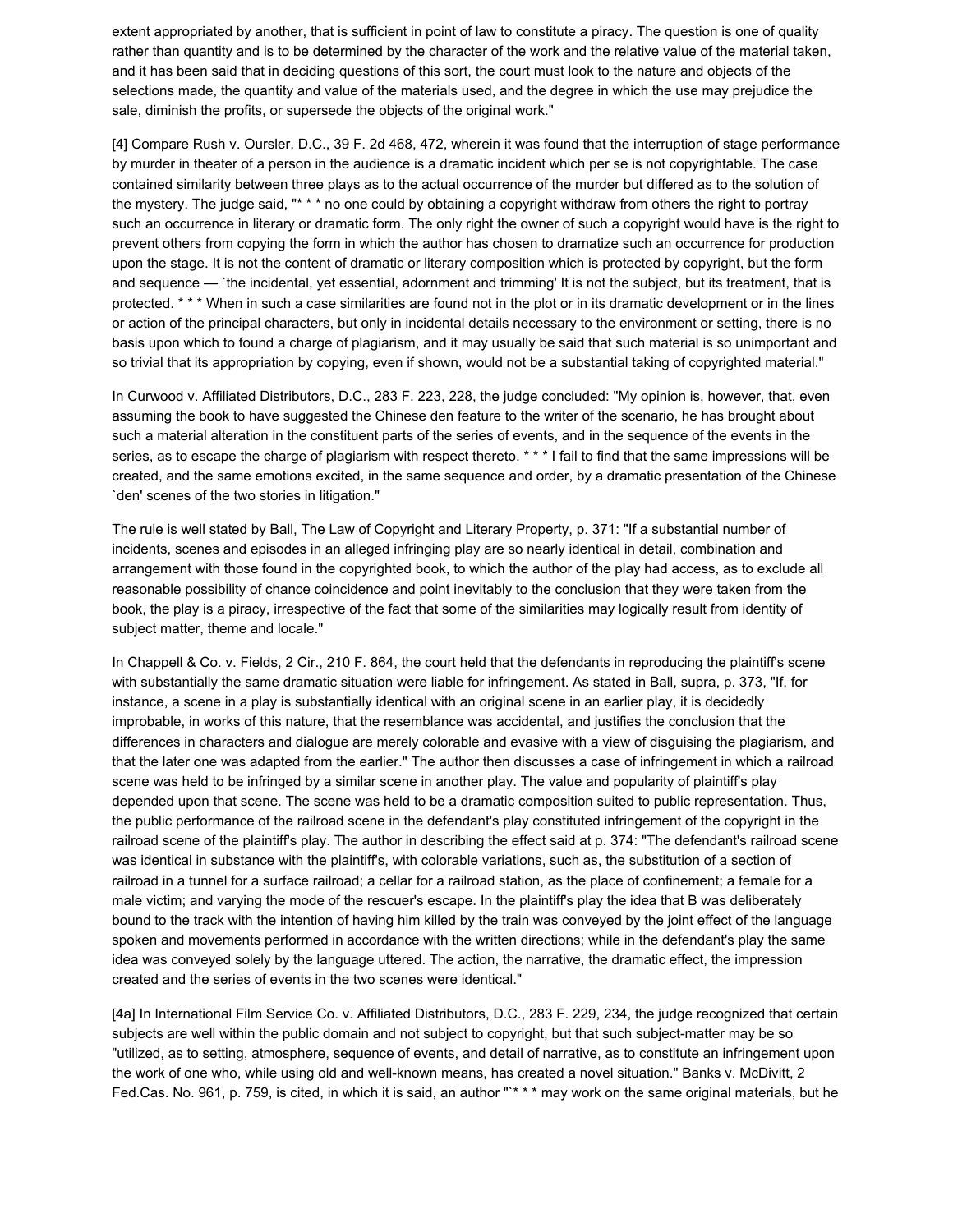extent appropriated by another, that is sufficient in point of law to constitute a piracy. The question is one of quality rather than quantity and is to be determined by the character of the work and the relative value of the material taken, and it has been said that in deciding questions of this sort, the court must look to the nature and objects of the selections made, the quantity and value of the materials used, and the degree in which the use may prejudice the sale, diminish the profits, or supersede the objects of the original work."

[4] Compare Rush v. Oursler, D.C., 39 F. 2d 468, 472, wherein it was found that the interruption of stage performance by murder in theater of a person in the audience is a dramatic incident which per se is not copyrightable. The case contained similarity between three plays as to the actual occurrence of the murder but differed as to the solution of the mystery. The judge said, "* * * no one could by obtaining a copyright withdraw from others the right to portray such an occurrence in literary or dramatic form. The only right the owner of such a copyright would have is the right to prevent others from copying the form in which the author has chosen to dramatize such an occurrence for production upon the stage. It is not the content of dramatic or literary composition which is protected by copyright, but the form and sequence — `the incidental, yet essential, adornment and trimming' It is not the subject, but its treatment, that is protected. * * * When in such a case similarities are found not in the plot or in its dramatic development or in the lines or action of the principal characters, but only in incidental details necessary to the environment or setting, there is no basis upon which to found a charge of plagiarism, and it may usually be said that such material is so unimportant and so trivial that its appropriation by copying, even if shown, would not be a substantial taking of copyrighted material."

In Curwood v. Affiliated Distributors, D.C., 283 F. 223, 228, the judge concluded: "My opinion is, however, that, even assuming the book to have suggested the Chinese den feature to the writer of the scenario, he has brought about such a material alteration in the constituent parts of the series of events, and in the sequence of the events in the series, as to escape the charge of plagiarism with respect thereto. * * * I fail to find that the same impressions will be created, and the same emotions excited, in the same sequence and order, by a dramatic presentation of the Chinese `den' scenes of the two stories in litigation."

The rule is well stated by Ball, The Law of Copyright and Literary Property, p. 371: "If a substantial number of incidents, scenes and episodes in an alleged infringing play are so nearly identical in detail, combination and arrangement with those found in the copyrighted book, to which the author of the play had access, as to exclude all reasonable possibility of chance coincidence and point inevitably to the conclusion that they were taken from the book, the play is a piracy, irrespective of the fact that some of the similarities may logically result from identity of subject matter, theme and locale."

In Chappell & Co. v. Fields, 2 Cir., 210 F. 864, the court held that the defendants in reproducing the plaintiff's scene with substantially the same dramatic situation were liable for infringement. As stated in Ball, supra, p. 373, "If, for instance, a scene in a play is substantially identical with an original scene in an earlier play, it is decidedly improbable, in works of this nature, that the resemblance was accidental, and justifies the conclusion that the differences in characters and dialogue are merely colorable and evasive with a view of disguising the plagiarism, and that the later one was adapted from the earlier." The author then discusses a case of infringement in which a railroad scene was held to be infringed by a similar scene in another play. The value and popularity of plaintiff's play depended upon that scene. The scene was held to be a dramatic composition suited to public representation. Thus, the public performance of the railroad scene in the defendant's play constituted infringement of the copyright in the railroad scene of the plaintiff's play. The author in describing the effect said at p. 374: "The defendant's railroad scene was identical in substance with the plaintiff's, with colorable variations, such as, the substitution of a section of railroad in a tunnel for a surface railroad; a cellar for a railroad station, as the place of confinement; a female for a male victim; and varying the mode of the rescuer's escape. In the plaintiff's play the idea that B was deliberately bound to the track with the intention of having him killed by the train was conveyed by the joint effect of the language spoken and movements performed in accordance with the written directions; while in the defendant's play the same idea was conveyed solely by the language uttered. The action, the narrative, the dramatic effect, the impression created and the series of events in the two scenes were identical."

[4a] In International Film Service Co. v. Affiliated Distributors, D.C., 283 F. 229, 234, the judge recognized that certain subjects are well within the public domain and not subject to copyright, but that such subject-matter may be so "utilized, as to setting, atmosphere, sequence of events, and detail of narrative, as to constitute an infringement upon the work of one who, while using old and well-known means, has created a novel situation." Banks v. McDivitt, 2 Fed.Cas. No. 961, p. 759, is cited, in which it is said, an author "`* * * may work on the same original materials, but he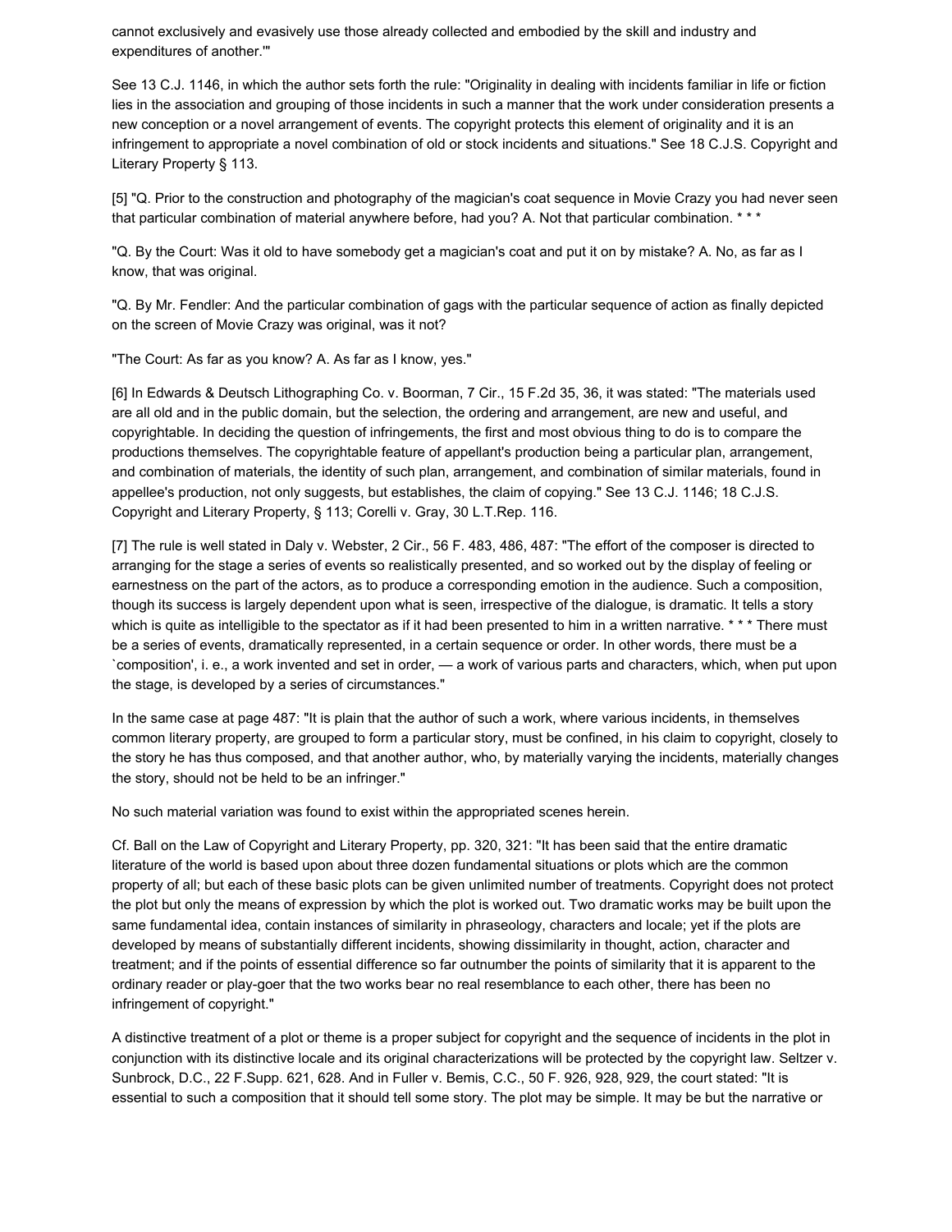cannot exclusively and evasively use those already collected and embodied by the skill and industry and expenditures of another.'"

See 13 C.J. 1146, in which the author sets forth the rule: "Originality in dealing with incidents familiar in life or fiction lies in the association and grouping of those incidents in such a manner that the work under consideration presents a new conception or a novel arrangement of events. The copyright protects this element of originality and it is an infringement to appropriate a novel combination of old or stock incidents and situations." See 18 C.J.S. Copyright and Literary Property § 113.

[5] "Q. Prior to the construction and photography of the magician's coat sequence in Movie Crazy you had never seen that particular combination of material anywhere before, had you? A. Not that particular combination. * * *

"Q. By the Court: Was it old to have somebody get a magician's coat and put it on by mistake? A. No, as far as I know, that was original.

"Q. By Mr. Fendler: And the particular combination of gags with the particular sequence of action as finally depicted on the screen of Movie Crazy was original, was it not?

"The Court: As far as you know? A. As far as I know, yes."

[6] In Edwards & Deutsch Lithographing Co. v. Boorman, 7 Cir., 15 F.2d 35, 36, it was stated: "The materials used are all old and in the public domain, but the selection, the ordering and arrangement, are new and useful, and copyrightable. In deciding the question of infringements, the first and most obvious thing to do is to compare the productions themselves. The copyrightable feature of appellant's production being a particular plan, arrangement, and combination of materials, the identity of such plan, arrangement, and combination of similar materials, found in appellee's production, not only suggests, but establishes, the claim of copying." See 13 C.J. 1146; 18 C.J.S. Copyright and Literary Property, § 113; Corelli v. Gray, 30 L.T.Rep. 116.

[7] The rule is well stated in Daly v. Webster, 2 Cir., 56 F. 483, 486, 487: "The effort of the composer is directed to arranging for the stage a series of events so realistically presented, and so worked out by the display of feeling or earnestness on the part of the actors, as to produce a corresponding emotion in the audience. Such a composition, though its success is largely dependent upon what is seen, irrespective of the dialogue, is dramatic. It tells a story which is quite as intelligible to the spectator as if it had been presented to him in a written narrative. * * * There must be a series of events, dramatically represented, in a certain sequence or order. In other words, there must be a `composition', i. e., a work invented and set in order, — a work of various parts and characters, which, when put upon the stage, is developed by a series of circumstances."

In the same case at page 487: "It is plain that the author of such a work, where various incidents, in themselves common literary property, are grouped to form a particular story, must be confined, in his claim to copyright, closely to the story he has thus composed, and that another author, who, by materially varying the incidents, materially changes the story, should not be held to be an infringer."

No such material variation was found to exist within the appropriated scenes herein.

Cf. Ball on the Law of Copyright and Literary Property, pp. 320, 321: "It has been said that the entire dramatic literature of the world is based upon about three dozen fundamental situations or plots which are the common property of all; but each of these basic plots can be given unlimited number of treatments. Copyright does not protect the plot but only the means of expression by which the plot is worked out. Two dramatic works may be built upon the same fundamental idea, contain instances of similarity in phraseology, characters and locale; yet if the plots are developed by means of substantially different incidents, showing dissimilarity in thought, action, character and treatment; and if the points of essential difference so far outnumber the points of similarity that it is apparent to the ordinary reader or play-goer that the two works bear no real resemblance to each other, there has been no infringement of copyright."

A distinctive treatment of a plot or theme is a proper subject for copyright and the sequence of incidents in the plot in conjunction with its distinctive locale and its original characterizations will be protected by the copyright law. Seltzer v. Sunbrock, D.C., 22 F.Supp. 621, 628. And in Fuller v. Bemis, C.C., 50 F. 926, 928, 929, the court stated: "It is essential to such a composition that it should tell some story. The plot may be simple. It may be but the narrative or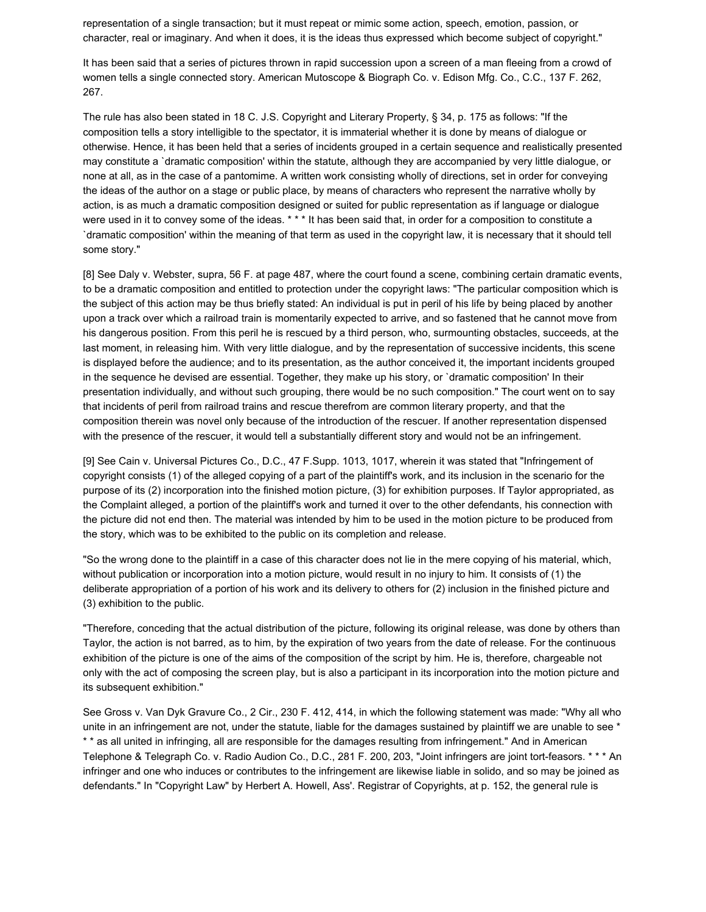representation of a single transaction; but it must repeat or mimic some action, speech, emotion, passion, or character, real or imaginary. And when it does, it is the ideas thus expressed which become subject of copyright."

It has been said that a series of pictures thrown in rapid succession upon a screen of a man fleeing from a crowd of women tells a single connected story. American Mutoscope & Biograph Co. v. Edison Mfg. Co., C.C., 137 F. 262, 267.

The rule has also been stated in 18 C. J.S. Copyright and Literary Property, § 34, p. 175 as follows: "If the composition tells a story intelligible to the spectator, it is immaterial whether it is done by means of dialogue or otherwise. Hence, it has been held that a series of incidents grouped in a certain sequence and realistically presented may constitute a `dramatic composition' within the statute, although they are accompanied by very little dialogue, or none at all, as in the case of a pantomime. A written work consisting wholly of directions, set in order for conveying the ideas of the author on a stage or public place, by means of characters who represent the narrative wholly by action, is as much a dramatic composition designed or suited for public representation as if language or dialogue were used in it to convey some of the ideas. * * * It has been said that, in order for a composition to constitute a `dramatic composition' within the meaning of that term as used in the copyright law, it is necessary that it should tell some story."

[8] See Daly v. Webster, supra, 56 F. at page 487, where the court found a scene, combining certain dramatic events, to be a dramatic composition and entitled to protection under the copyright laws: "The particular composition which is the subject of this action may be thus briefly stated: An individual is put in peril of his life by being placed by another upon a track over which a railroad train is momentarily expected to arrive, and so fastened that he cannot move from his dangerous position. From this peril he is rescued by a third person, who, surmounting obstacles, succeeds, at the last moment, in releasing him. With very little dialogue, and by the representation of successive incidents, this scene is displayed before the audience; and to its presentation, as the author conceived it, the important incidents grouped in the sequence he devised are essential. Together, they make up his story, or `dramatic composition' In their presentation individually, and without such grouping, there would be no such composition." The court went on to say that incidents of peril from railroad trains and rescue therefrom are common literary property, and that the composition therein was novel only because of the introduction of the rescuer. If another representation dispensed with the presence of the rescuer, it would tell a substantially different story and would not be an infringement.

[9] See Cain v. Universal Pictures Co., D.C., 47 F.Supp. 1013, 1017, wherein it was stated that "Infringement of copyright consists (1) of the alleged copying of a part of the plaintiff's work, and its inclusion in the scenario for the purpose of its (2) incorporation into the finished motion picture, (3) for exhibition purposes. If Taylor appropriated, as the Complaint alleged, a portion of the plaintiff's work and turned it over to the other defendants, his connection with the picture did not end then. The material was intended by him to be used in the motion picture to be produced from the story, which was to be exhibited to the public on its completion and release.

"So the wrong done to the plaintiff in a case of this character does not lie in the mere copying of his material, which, without publication or incorporation into a motion picture, would result in no injury to him. It consists of (1) the deliberate appropriation of a portion of his work and its delivery to others for (2) inclusion in the finished picture and (3) exhibition to the public.

"Therefore, conceding that the actual distribution of the picture, following its original release, was done by others than Taylor, the action is not barred, as to him, by the expiration of two years from the date of release. For the continuous exhibition of the picture is one of the aims of the composition of the script by him. He is, therefore, chargeable not only with the act of composing the screen play, but is also a participant in its incorporation into the motion picture and its subsequent exhibition."

See Gross v. Van Dyk Gravure Co., 2 Cir., 230 F. 412, 414, in which the following statement was made: "Why all who unite in an infringement are not, under the statute, liable for the damages sustained by plaintiff we are unable to see * * * as all united in infringing, all are responsible for the damages resulting from infringement." And in American Telephone & Telegraph Co. v. Radio Audion Co., D.C., 281 F. 200, 203, "Joint infringers are joint tort-feasors. * * * An infringer and one who induces or contributes to the infringement are likewise liable in solido, and so may be joined as defendants." In "Copyright Law" by Herbert A. Howell, Ass'. Registrar of Copyrights, at p. 152, the general rule is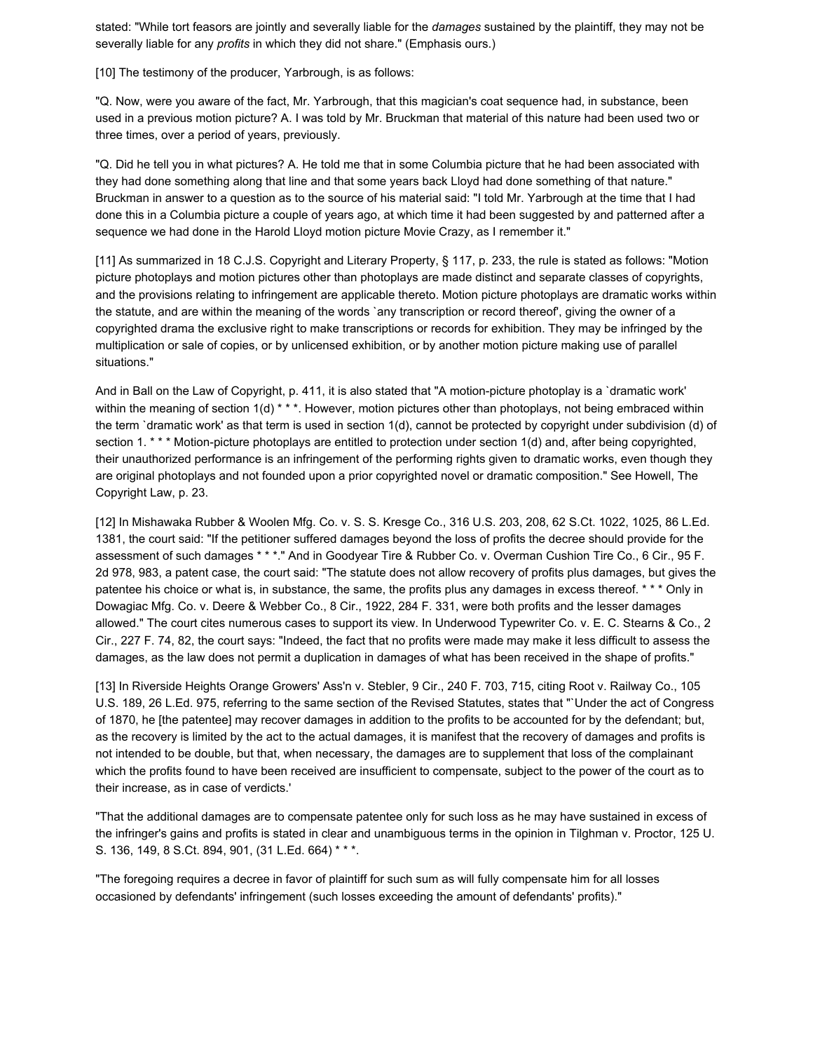stated: "While tort feasors are jointly and severally liable for the *damages* sustained by the plaintiff, they may not be severally liable for any *profits* in which they did not share." (Emphasis ours.)

[10] The testimony of the producer, Yarbrough, is as follows:

"Q. Now, were you aware of the fact, Mr. Yarbrough, that this magician's coat sequence had, in substance, been used in a previous motion picture? A. I was told by Mr. Bruckman that material of this nature had been used two or three times, over a period of years, previously.

"Q. Did he tell you in what pictures? A. He told me that in some Columbia picture that he had been associated with they had done something along that line and that some years back Lloyd had done something of that nature." Bruckman in answer to a question as to the source of his material said: "I told Mr. Yarbrough at the time that I had done this in a Columbia picture a couple of years ago, at which time it had been suggested by and patterned after a sequence we had done in the Harold Lloyd motion picture Movie Crazy, as I remember it."

[11] As summarized in 18 C.J.S. Copyright and Literary Property, § 117, p. 233, the rule is stated as follows: "Motion picture photoplays and motion pictures other than photoplays are made distinct and separate classes of copyrights, and the provisions relating to infringement are applicable thereto. Motion picture photoplays are dramatic works within the statute, and are within the meaning of the words `any transcription or record thereof', giving the owner of a copyrighted drama the exclusive right to make transcriptions or records for exhibition. They may be infringed by the multiplication or sale of copies, or by unlicensed exhibition, or by another motion picture making use of parallel situations."

And in Ball on the Law of Copyright, p. 411, it is also stated that "A motion-picture photoplay is a `dramatic work' within the meaning of section 1(d) * * *. However, motion pictures other than photoplays, not being embraced within the term `dramatic work' as that term is used in section 1(d), cannot be protected by copyright under subdivision (d) of section 1. * * * Motion-picture photoplays are entitled to protection under section 1(d) and, after being copyrighted, their unauthorized performance is an infringement of the performing rights given to dramatic works, even though they are original photoplays and not founded upon a prior copyrighted novel or dramatic composition." See Howell, The Copyright Law, p. 23.

[12] In Mishawaka Rubber & Woolen Mfg. Co. v. S. S. Kresge Co., 316 U.S. 203, 208, 62 S.Ct. 1022, 1025, 86 L.Ed. 1381, the court said: "If the petitioner suffered damages beyond the loss of profits the decree should provide for the assessment of such damages * * *." And in Goodyear Tire & Rubber Co. v. Overman Cushion Tire Co., 6 Cir., 95 F. 2d 978, 983, a patent case, the court said: "The statute does not allow recovery of profits plus damages, but gives the patentee his choice or what is, in substance, the same, the profits plus any damages in excess thereof. * * * Only in Dowagiac Mfg. Co. v. Deere & Webber Co., 8 Cir., 1922, 284 F. 331, were both profits and the lesser damages allowed." The court cites numerous cases to support its view. In Underwood Typewriter Co. v. E. C. Stearns & Co., 2 Cir., 227 F. 74, 82, the court says: "Indeed, the fact that no profits were made may make it less difficult to assess the damages, as the law does not permit a duplication in damages of what has been received in the shape of profits."

[13] In Riverside Heights Orange Growers' Ass'n v. Stebler, 9 Cir., 240 F. 703, 715, citing Root v. Railway Co., 105 U.S. 189, 26 L.Ed. 975, referring to the same section of the Revised Statutes, states that "`Under the act of Congress of 1870, he [the patentee] may recover damages in addition to the profits to be accounted for by the defendant; but, as the recovery is limited by the act to the actual damages, it is manifest that the recovery of damages and profits is not intended to be double, but that, when necessary, the damages are to supplement that loss of the complainant which the profits found to have been received are insufficient to compensate, subject to the power of the court as to their increase, as in case of verdicts.'

"That the additional damages are to compensate patentee only for such loss as he may have sustained in excess of the infringer's gains and profits is stated in clear and unambiguous terms in the opinion in Tilghman v. Proctor, 125 U. S. 136, 149, 8 S.Ct. 894, 901, (31 L.Ed. 664) * * *.

"The foregoing requires a decree in favor of plaintiff for such sum as will fully compensate him for all losses occasioned by defendants' infringement (such losses exceeding the amount of defendants' profits)."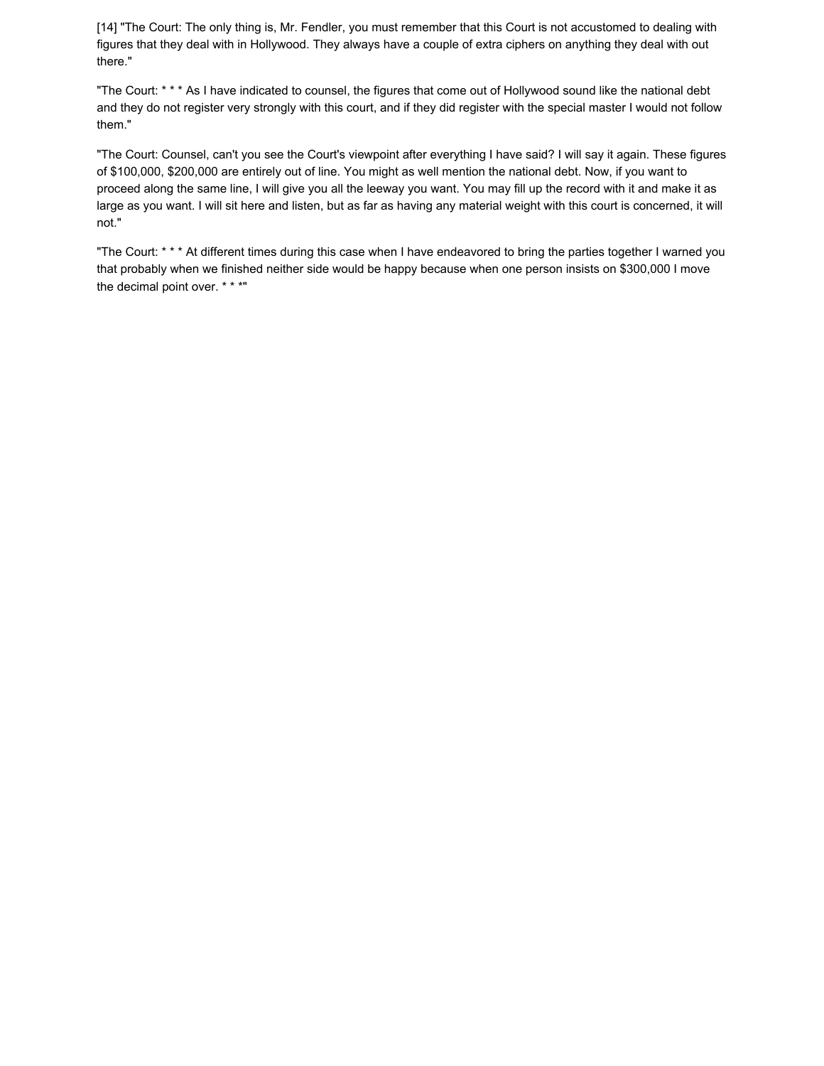[14] "The Court: The only thing is, Mr. Fendler, you must remember that this Court is not accustomed to dealing with figures that they deal with in Hollywood. They always have a couple of extra ciphers on anything they deal with out there."

"The Court: * * * As I have indicated to counsel, the figures that come out of Hollywood sound like the national debt and they do not register very strongly with this court, and if they did register with the special master I would not follow them."

"The Court: Counsel, can't you see the Court's viewpoint after everything I have said? I will say it again. These figures of $100,000, $200,000 are entirely out of line. You might as well mention the national debt. Now, if you want to proceed along the same line, I will give you all the leeway you want. You may fill up the record with it and make it as large as you want. I will sit here and listen, but as far as having any material weight with this court is concerned, it will not."

"The Court: * * * At different times during this case when I have endeavored to bring the parties together I warned you that probably when we finished neither side would be happy because when one person insists on $300,000 I move the decimal point over. * * *"